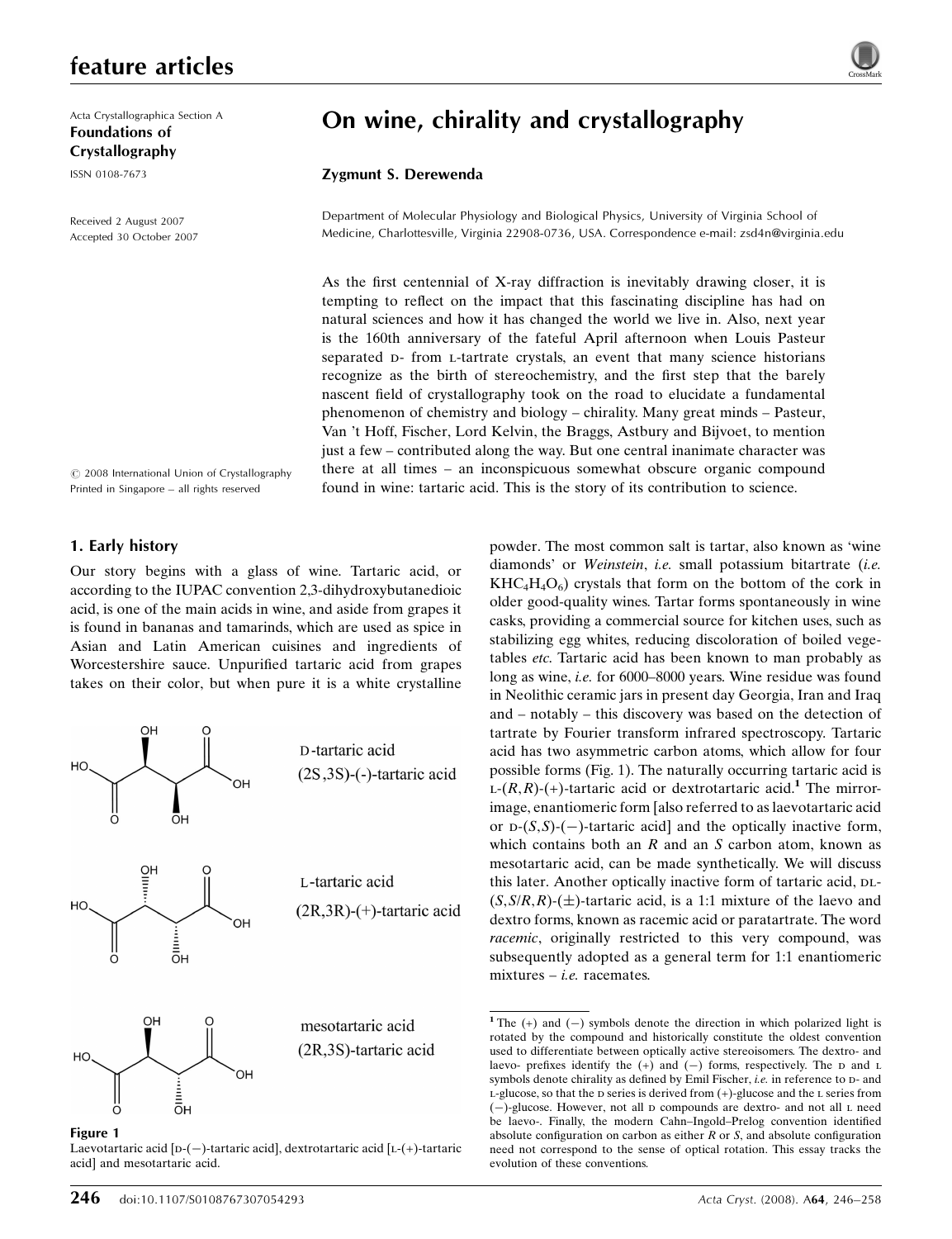Acta Crystallographica Section A
**Foundations of Crystallography**
ISSN 0108-7673

Received 2 August 2007
Accepted 30 October 2007

© 2008 International Union of Crystallography
Printed in Singapore – all rights reserved

# On wine, chirality and crystallography

**Zygmunt S. Derewenda**

Department of Molecular Physiology and Biological Physics, University of Virginia School of Medicine, Charlottesville, Virginia 22908-0736, USA. Correspondence e-mail: zsd4n@virginia.edu

As the first centennial of X-ray diffraction is inevitably drawing closer, it is tempting to reflect on the impact that this fascinating discipline has had on natural sciences and how it has changed the world we live in. Also, next year is the 160th anniversary of the fateful April afternoon when Louis Pasteur separated D- from L-tartrate crystals, an event that many science historians recognize as the birth of stereochemistry, and the first step that the barely nascent field of crystallography took on the road to elucidate a fundamental phenomenon of chemistry and biology – chirality. Many great minds – Pasteur, Van 't Hoff, Fischer, Lord Kelvin, the Braggs, Astbury and Bijvoet, to mention just a few – contributed along the way. But one central inanimate character was there at all times – an inconspicuous somewhat obscure organic compound found in wine: tartaric acid. This is the story of its contribution to science.

## 1. Early history

Our story begins with a glass of wine. Tartaric acid, or according to the IUPAC convention 2,3-dihydroxybutanedioic acid, is one of the main acids in wine, and aside from grapes it is found in bananas and tamarinds, which are used as spice in Asian and Latin American cuisines and ingredients of Worcestershire sauce. Unpurified tartaric acid from grapes takes on their color, but when pure it is a white crystalline powder. The most common salt is tartar, also known as 'wine diamonds' or *Weinstein*, *i.e.* small potassium bitartrate (*i.e.* $KHC_4H_4O_6$) crystals that form on the bottom of the cork in older good-quality wines. Tartar forms spontaneously in wine casks, providing a commercial source for kitchen uses, such as stabilizing egg whites, reducing discoloration of boiled vegetables *etc.* Tartaric acid has been known to man probably as long as wine, *i.e.* for 6000–8000 years. Wine residue was found in Neolithic ceramic jars in present day Georgia, Iran and Iraq and – notably – this discovery was based on the detection of tartrate by Fourier transform infrared spectroscopy. Tartaric acid has two asymmetric carbon atoms, which allow for four possible forms (Fig. 1). The naturally occurring tartaric acid is L-(*R*,*R*)-(+)-tartaric acid or dextrotartaric acid.[1] The mirror-image, enantiomeric form [also referred to as laevotartaric acid or D-(*S*,*S*)-(−)-tartaric acid] and the optically inactive form, which contains both an *R* and an *S* carbon atom, known as mesotartaric acid, can be made synthetically. We will discuss this later. Another optically inactive form of tartaric acid, DL-(*S*,*S*/*R*,*R*)-(±)-tartaric acid, is a 1:1 mixture of the laevo and dextro forms, known as racemic acid or paratartrate. The word *racemic*, originally restricted to this very compound, was subsequently adopted as a general term for 1:1 enantiomeric mixtures – *i.e.* racemates.

D-tartaric acid
(2S,3S)-(-)-tartaric acid

L-tartaric acid
(2R,3R)-(+)-tartaric acid

mesotartaric acid
(2R,3S)-tartaric acid

**Figure 1**
Laevotartaric acid [D-(−)-tartaric acid], dextrotartaric acid [L-(+)-tartaric acid] and mesotartaric acid.

[1] The (+) and (−) symbols denote the direction in which polarized light is rotated by the compound and historically constitute the oldest convention used to differentiate between optically active stereoisomers. The dextro- and laevo- prefixes identify the (+) and (−) forms, respectively. The D and L symbols denote chirality as defined by Emil Fischer, *i.e.* in reference to D- and L-glucose, so that the D series is derived from (+)-glucose and the L series from (−)-glucose. However, not all D compounds are dextro- and not all L need be laevo-. Finally, the modern Cahn–Ingold–Prelog convention identified absolute configuration on carbon as either *R* or *S*, and absolute configuration need not correspond to the sense of optical rotation. This essay tracks the evolution of these conventions.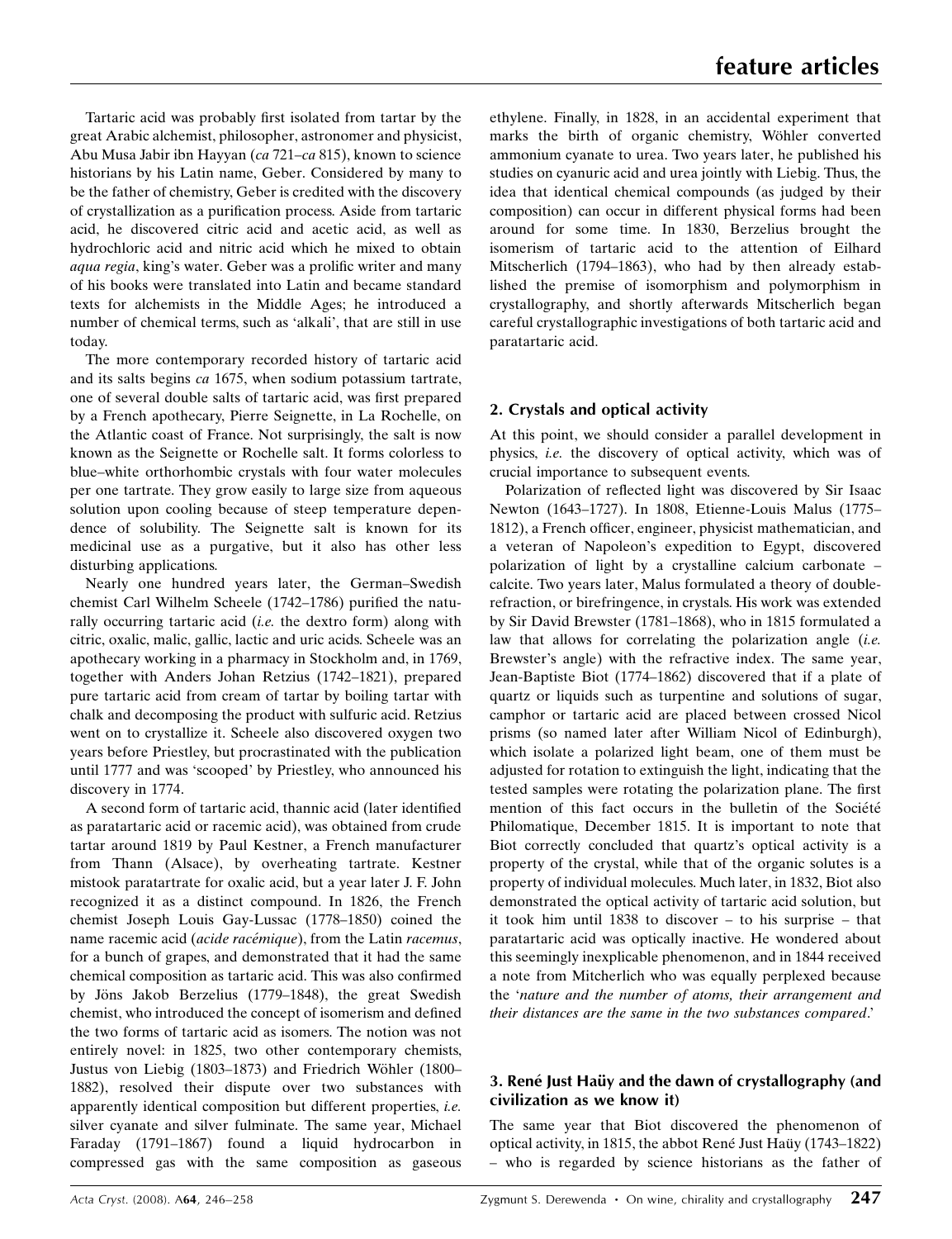Tartaric acid was probably first isolated from tartar by the great Arabic alchemist, philosopher, astronomer and physicist, Abu Musa Jabir ibn Hayyan (*ca* 721–*ca* 815), known to science historians by his Latin name, Geber. Considered by many to be the father of chemistry, Geber is credited with the discovery of crystallization as a purification process. Aside from tartaric acid, he discovered citric acid and acetic acid, as well as hydrochloric acid and nitric acid which he mixed to obtain *aqua regia*, king's water. Geber was a prolific writer and many of his books were translated into Latin and became standard texts for alchemists in the Middle Ages; he introduced a number of chemical terms, such as 'alkali', that are still in use today.

The more contemporary recorded history of tartaric acid and its salts begins *ca* 1675, when sodium potassium tartrate, one of several double salts of tartaric acid, was first prepared by a French apothecary, Pierre Seignette, in La Rochelle, on the Atlantic coast of France. Not surprisingly, the salt is now known as the Seignette or Rochelle salt. It forms colorless to blue–white orthorhombic crystals with four water molecules per one tartrate. They grow easily to large size from aqueous solution upon cooling because of steep temperature dependence of solubility. The Seignette salt is known for its medicinal use as a purgative, but it also has other less disturbing applications.

Nearly one hundred years later, the German–Swedish chemist Carl Wilhelm Scheele (1742–1786) purified the naturally occurring tartaric acid (*i.e.* the dextro form) along with citric, oxalic, malic, gallic, lactic and uric acids. Scheele was an apothecary working in a pharmacy in Stockholm and, in 1769, together with Anders Johan Retzius (1742–1821), prepared pure tartaric acid from cream of tartar by boiling tartar with chalk and decomposing the product with sulfuric acid. Retzius went on to crystallize it. Scheele also discovered oxygen two years before Priestley, but procrastinated with the publication until 1777 and was 'scooped' by Priestley, who announced his discovery in 1774.

A second form of tartaric acid, thannic acid (later identified as paratartaric acid or racemic acid), was obtained from crude tartar around 1819 by Paul Kestner, a French manufacturer from Thann (Alsace), by overheating tartrate. Kestner mistook paratartrate for oxalic acid, but a year later J. F. John recognized it as a distinct compound. In 1826, the French chemist Joseph Louis Gay-Lussac (1778–1850) coined the name racemic acid (*acide racémique*), from the Latin *racemus*, for a bunch of grapes, and demonstrated that it had the same chemical composition as tartaric acid. This was also confirmed by Jöns Jakob Berzelius (1779–1848), the great Swedish chemist, who introduced the concept of isomerism and defined the two forms of tartaric acid as isomers. The notion was not entirely novel: in 1825, two other contemporary chemists, Justus von Liebig (1803–1873) and Friedrich Wöhler (1800–1882), resolved their dispute over two substances with apparently identical composition but different properties, *i.e.* silver cyanate and silver fulminate. The same year, Michael Faraday (1791–1867) found a liquid hydrocarbon in compressed gas with the same composition as gaseous ethylene. Finally, in 1828, in an accidental experiment that marks the birth of organic chemistry, Wöhler converted ammonium cyanate to urea. Two years later, he published his studies on cyanuric acid and urea jointly with Liebig. Thus, the idea that identical chemical compounds (as judged by their composition) can occur in different physical forms had been around for some time. In 1830, Berzelius brought the isomerism of tartaric acid to the attention of Eilhard Mitscherlich (1794–1863), who had by then already established the premise of isomorphism and polymorphism in crystallography, and shortly afterwards Mitscherlich began careful crystallographic investigations of both tartaric acid and paratartaric acid.

## 2. Crystals and optical activity

At this point, we should consider a parallel development in physics, *i.e.* the discovery of optical activity, which was of crucial importance to subsequent events.

Polarization of reflected light was discovered by Sir Isaac Newton (1643–1727). In 1808, Etienne-Louis Malus (1775–1812), a French officer, engineer, physicist mathematician, and a veteran of Napoleon's expedition to Egypt, discovered polarization of light by a crystalline calcium carbonate – calcite. Two years later, Malus formulated a theory of double-refraction, or birefringence, in crystals. His work was extended by Sir David Brewster (1781–1868), who in 1815 formulated a law that allows for correlating the polarization angle (*i.e.* Brewster's angle) with the refractive index. The same year, Jean-Baptiste Biot (1774–1862) discovered that if a plate of quartz or liquids such as turpentine and solutions of sugar, camphor or tartaric acid are placed between crossed Nicol prisms (so named later after William Nicol of Edinburgh), which isolate a polarized light beam, one of them must be adjusted for rotation to extinguish the light, indicating that the tested samples were rotating the polarization plane. The first mention of this fact occurs in the bulletin of the Société Philomatique, December 1815. It is important to note that Biot correctly concluded that quartz's optical activity is a property of the crystal, while that of the organic solutes is a property of individual molecules. Much later, in 1832, Biot also demonstrated the optical activity of tartaric acid solution, but it took him until 1838 to discover – to his surprise – that paratartaric acid was optically inactive. He wondered about this seemingly inexplicable phenomenon, and in 1844 received a note from Mitscherlich who was equally perplexed because the '*nature and the number of atoms, their arrangement and their distances are the same in the two substances compared*.'

## 3. René Just Haüy and the dawn of crystallography (and civilization as we know it)

The same year that Biot discovered the phenomenon of optical activity, in 1815, the abbot René Just Haüy (1743–1822) – who is regarded by science historians as the father of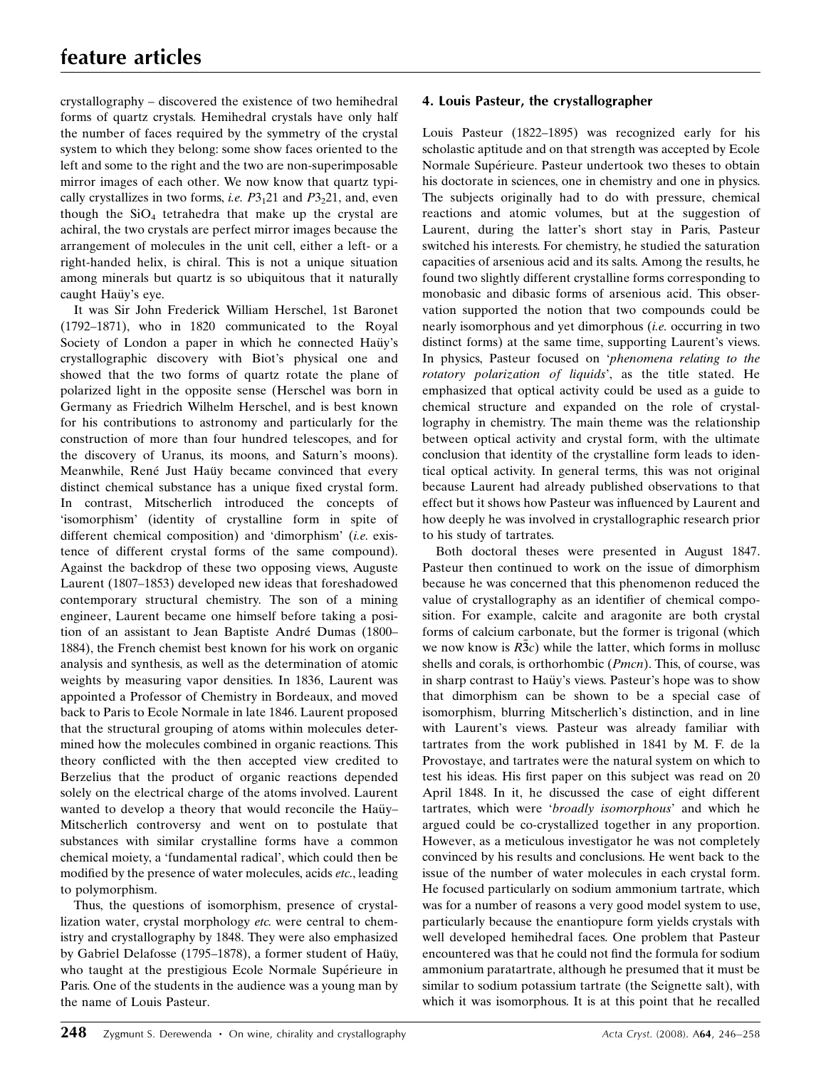crystallography – discovered the existence of two hemihedral forms of quartz crystals. Hemihedral crystals have only half the number of faces required by the symmetry of the crystal system to which they belong: some show faces oriented to the left and some to the right and the two are non-superimposable mirror images of each other. We now know that quartz typically crystallizes in two forms, *i.e.* $P3_121$ and $P3_221$, and, even though the $SiO_4$ tetrahedra that make up the crystal are achiral, the two crystals are perfect mirror images because the arrangement of molecules in the unit cell, either a left- or a right-handed helix, is chiral. This is not a unique situation among minerals but quartz is so ubiquitous that it naturally caught Haüy's eye.

It was Sir John Frederick William Herschel, 1st Baronet (1792–1871), who in 1820 communicated to the Royal Society of London a paper in which he connected Haüy's crystallographic discovery with Biot's physical one and showed that the two forms of quartz rotate the plane of polarized light in the opposite sense (Herschel was born in Germany as Friedrich Wilhelm Herschel, and is best known for his contributions to astronomy and particularly for the construction of more than four hundred telescopes, and for the discovery of Uranus, its moons, and Saturn's moons). Meanwhile, René Just Haüy became convinced that every distinct chemical substance has a unique fixed crystal form. In contrast, Mitscherlich introduced the concepts of 'isomorphism' (identity of crystalline form in spite of different chemical composition) and 'dimorphism' (*i.e.* existence of different crystal forms of the same compound). Against the backdrop of these two opposing views, Auguste Laurent (1807–1853) developed new ideas that foreshadowed contemporary structural chemistry. The son of a mining engineer, Laurent became one himself before taking a position of an assistant to Jean Baptiste André Dumas (1800–1884), the French chemist best known for his work on organic analysis and synthesis, as well as the determination of atomic weights by measuring vapor densities. In 1836, Laurent was appointed a Professor of Chemistry in Bordeaux, and moved back to Paris to Ecole Normale in late 1846. Laurent proposed that the structural grouping of atoms within molecules determined how the molecules combined in organic reactions. This theory conflicted with the then accepted view credited to Berzelius that the product of organic reactions depended solely on the electrical charge of the atoms involved. Laurent wanted to develop a theory that would reconcile the Haüy–Mitscherlich controversy and went on to postulate that substances with similar crystalline forms have a common chemical moiety, a 'fundamental radical', which could then be modified by the presence of water molecules, acids *etc.*, leading to polymorphism.

Thus, the questions of isomorphism, presence of crystallization water, crystal morphology *etc.* were central to chemistry and crystallography by 1848. They were also emphasized by Gabriel Delafosse (1795–1878), a former student of Haüy, who taught at the prestigious Ecole Normale Supérieure in Paris. One of the students in the audience was a young man by the name of Louis Pasteur.

## 4. Louis Pasteur, the crystallographer

Louis Pasteur (1822–1895) was recognized early for his scholastic aptitude and on that strength was accepted by Ecole Normale Supérieure. Pasteur undertook two theses to obtain his doctorate in sciences, one in chemistry and one in physics. The subjects originally had to do with pressure, chemical reactions and atomic volumes, but at the suggestion of Laurent, during the latter's short stay in Paris, Pasteur switched his interests. For chemistry, he studied the saturation capacities of arsenious acid and its salts. Among the results, he found two slightly different crystalline forms corresponding to monobasic and dibasic forms of arsenious acid. This observation supported the notion that two compounds could be nearly isomorphous and yet dimorphous (*i.e.* occurring in two distinct forms) at the same time, supporting Laurent's views. In physics, Pasteur focused on '*phenomena relating to the rotatory polarization of liquids*', as the title stated. He emphasized that optical activity could be used as a guide to chemical structure and expanded on the role of crystallography in chemistry. The main theme was the relationship between optical activity and crystal form, with the ultimate conclusion that identity of the crystalline form leads to identical optical activity. In general terms, this was not original because Laurent had already published observations to that effect but it shows how Pasteur was influenced by Laurent and how deeply he was involved in crystallographic research prior to his study of tartrates.

Both doctoral theses were presented in August 1847. Pasteur then continued to work on the issue of dimorphism because he was concerned that this phenomenon reduced the value of crystallography as an identifier of chemical composition. For example, calcite and aragonite are both crystal forms of calcium carbonate, but the former is trigonal (which we now know is $R\bar{3}c$) while the latter, which forms in mollusc shells and corals, is orthorhombic (*Pmcn*). This, of course, was in sharp contrast to Haüy's views. Pasteur's hope was to show that dimorphism can be shown to be a special case of isomorphism, blurring Mitscherlich's distinction, and in line with Laurent's views. Pasteur was already familiar with tartrates from the work published in 1841 by M. F. de la Provostaye, and tartrates were the natural system on which to test his ideas. His first paper on this subject was read on 20 April 1848. In it, he discussed the case of eight different tartrates, which were '*broadly isomorphous*' and which he argued could be co-crystallized together in any proportion. However, as a meticulous investigator he was not completely convinced by his results and conclusions. He went back to the issue of the number of water molecules in each crystal form. He focused particularly on sodium ammonium tartrate, which was for a number of reasons a very good model system to use, particularly because the enantiopure form yields crystals with well developed hemihedral faces. One problem that Pasteur encountered was that he could not find the formula for sodium ammonium paratartrate, although he presumed that it must be similar to sodium potassium tartrate (the Seignette salt), with which it was isomorphous. It is at this point that he recalled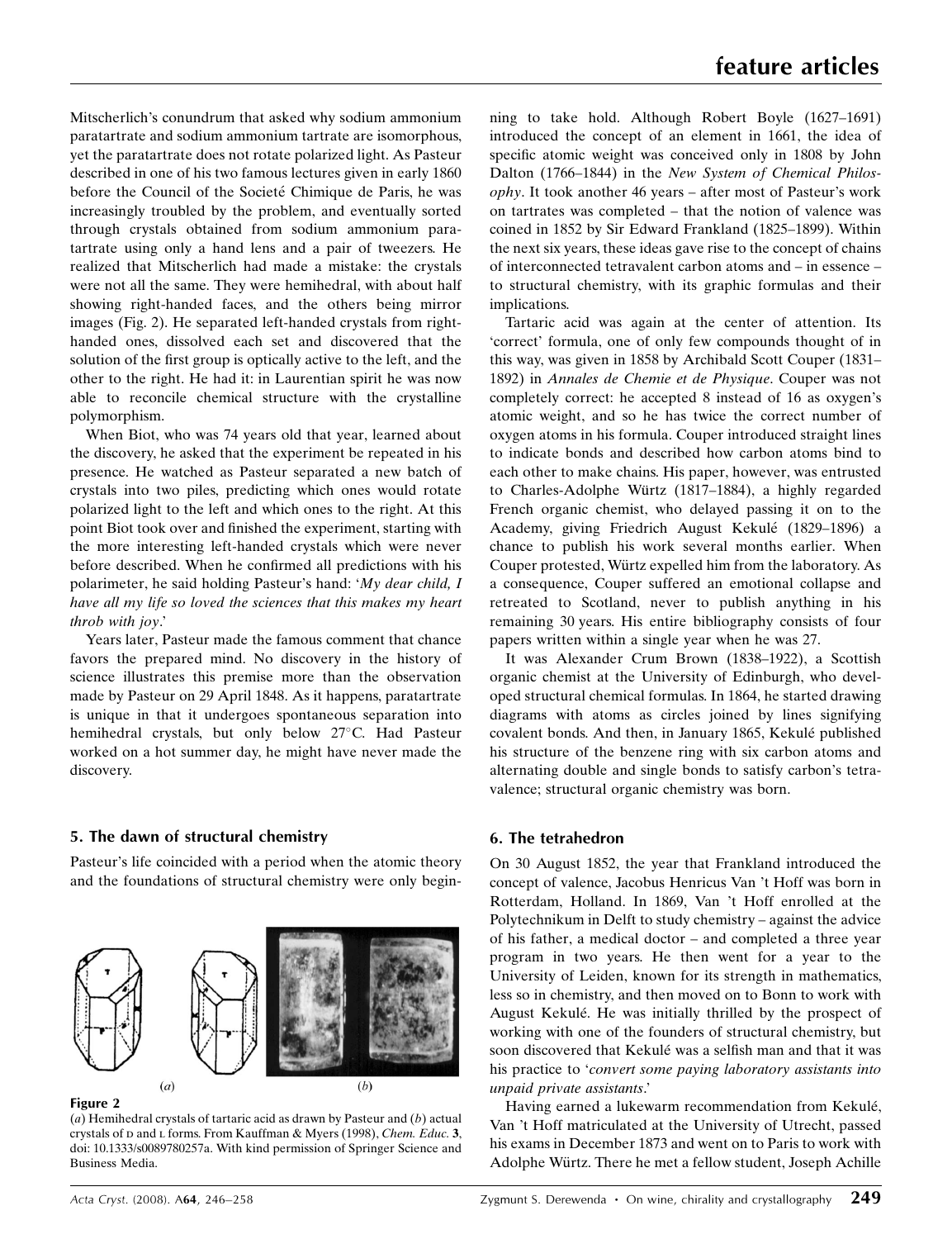Mitscherlich's conundrum that asked why sodium ammonium paratartrate and sodium ammonium tartrate are isomorphous, yet the paratartrate does not rotate polarized light. As Pasteur described in one of his two famous lectures given in early 1860 before the Council of the Societé Chimique de Paris, he was increasingly troubled by the problem, and eventually sorted through crystals obtained from sodium ammonium paratartrate using only a hand lens and a pair of tweezers. He realized that Mitscherlich had made a mistake: the crystals were not all the same. They were hemihedral, with about half showing right-handed faces, and the others being mirror images (Fig. 2). He separated left-handed crystals from right-handed ones, dissolved each set and discovered that the solution of the first group is optically active to the left, and the other to the right. He had it: in Laurentian spirit he was now able to reconcile chemical structure with the crystalline polymorphism.

When Biot, who was 74 years old that year, learned about the discovery, he asked that the experiment be repeated in his presence. He watched as Pasteur separated a new batch of crystals into two piles, predicting which ones would rotate polarized light to the left and which ones to the right. At this point Biot took over and finished the experiment, starting with the more interesting left-handed crystals which were never before described. When he confirmed all predictions with his polarimeter, he said holding Pasteur's hand: '*My dear child, I have all my life so loved the sciences that this makes my heart throb with joy*.'

Years later, Pasteur made the famous comment that chance favors the prepared mind. No discovery in the history of science illustrates this premise more than the observation made by Pasteur on 29 April 1848. As it happens, paratartrate is unique in that it undergoes spontaneous separation into hemihedral crystals, but only below 27°C. Had Pasteur worked on a hot summer day, he might have never made the discovery.

## 5. The dawn of structural chemistry

Pasteur's life coincided with a period when the atomic theory and the foundations of structural chemistry were only beginning to take hold. Although Robert Boyle (1627–1691) introduced the concept of an element in 1661, the idea of specific atomic weight was conceived only in 1808 by John Dalton (1766–1844) in the *New System of Chemical Philosophy*. It took another 46 years – after most of Pasteur's work on tartrates was completed – that the notion of valence was coined in 1852 by Sir Edward Frankland (1825–1899). Within the next six years, these ideas gave rise to the concept of chains of interconnected tetravalent carbon atoms and – in essence – to structural chemistry, with its graphic formulas and their implications.

**Figure 2**
(*a*) Hemihedral crystals of tartaric acid as drawn by Pasteur and (*b*) actual crystals of D and L forms. From Kauffman & Myers (1998), *Chem. Educ.* **3**, doi: 10.1333/s0089780257a. With kind permission of Springer Science and Business Media.

Tartaric acid was again at the center of attention. Its 'correct' formula, one of only few compounds thought of in this way, was given in 1858 by Archibald Scott Couper (1831–1892) in *Annales de Chemie et de Physique*. Couper was not completely correct: he accepted 8 instead of 16 as oxygen's atomic weight, and so he has twice the correct number of oxygen atoms in his formula. Couper introduced straight lines to indicate bonds and described how carbon atoms bind to each other to make chains. His paper, however, was entrusted to Charles-Adolphe Würtz (1817–1884), a highly regarded French organic chemist, who delayed passing it on to the Academy, giving Friedrich August Kekulé (1829–1896) a chance to publish his work several months earlier. When Couper protested, Würtz expelled him from the laboratory. As a consequence, Couper suffered an emotional collapse and retreated to Scotland, never to publish anything in his remaining 30 years. His entire bibliography consists of four papers written within a single year when he was 27.

It was Alexander Crum Brown (1838–1922), a Scottish organic chemist at the University of Edinburgh, who developed structural chemical formulas. In 1864, he started drawing diagrams with atoms as circles joined by lines signifying covalent bonds. And then, in January 1865, Kekulé published his structure of the benzene ring with six carbon atoms and alternating double and single bonds to satisfy carbon's tetravalence; structural organic chemistry was born.

## 6. The tetrahedron

On 30 August 1852, the year that Frankland introduced the concept of valence, Jacobus Henricus Van 't Hoff was born in Rotterdam, Holland. In 1869, Van 't Hoff enrolled at the Polytechnikum in Delft to study chemistry – against the advice of his father, a medical doctor – and completed a three year program in two years. He then went for a year to the University of Leiden, known for its strength in mathematics, less so in chemistry, and then moved on to Bonn to work with August Kekulé. He was initially thrilled by the prospect of working with one of the founders of structural chemistry, but soon discovered that Kekulé was a selfish man and that it was his practice to '*convert some paying laboratory assistants into unpaid private assistants*.'

Having earned a lukewarm recommendation from Kekulé, Van 't Hoff matriculated at the University of Utrecht, passed his exams in December 1873 and went on to Paris to work with Adolphe Würtz. There he met a fellow student, Joseph Achille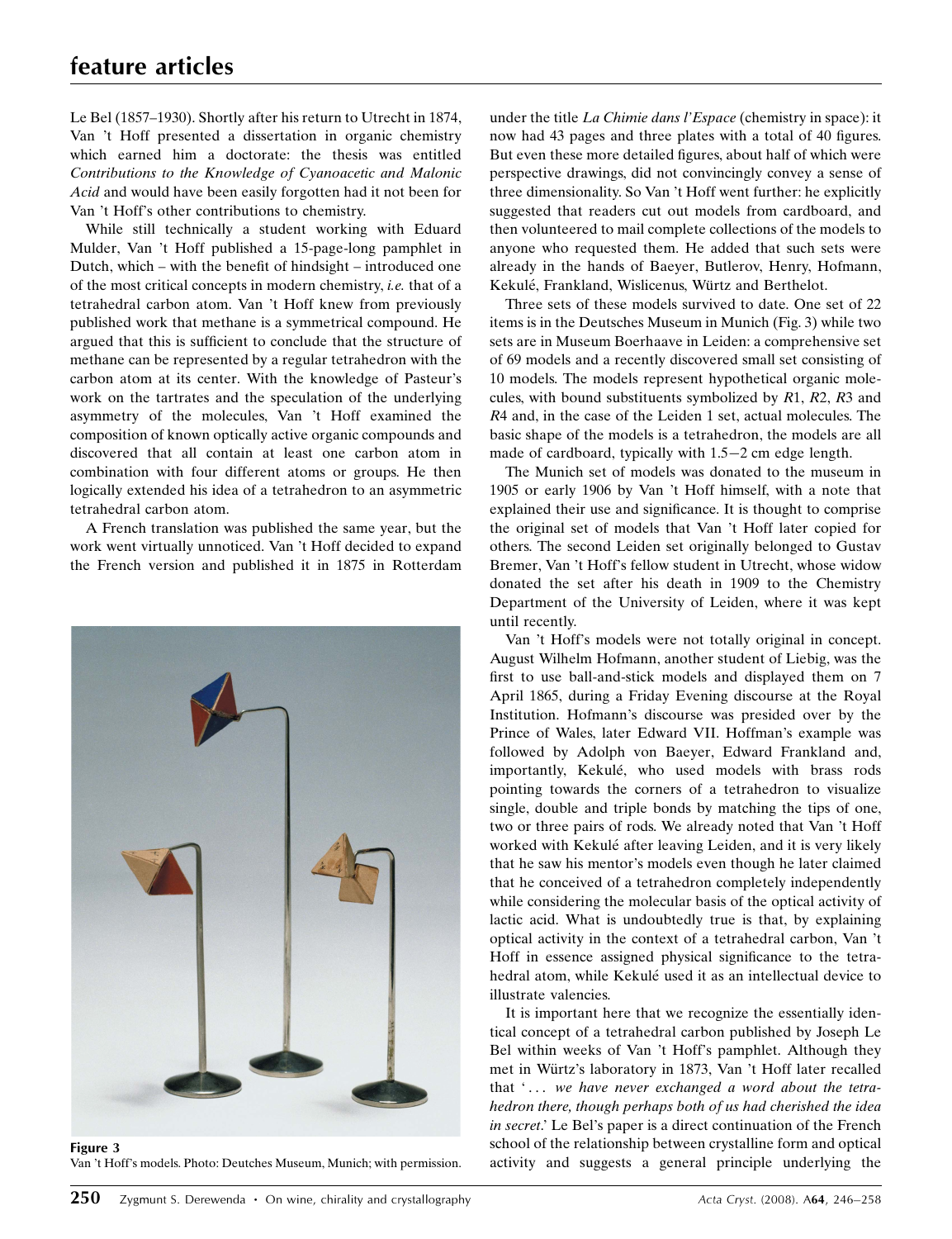Le Bel (1857–1930). Shortly after his return to Utrecht in 1874, Van 't Hoff presented a dissertation in organic chemistry which earned him a doctorate: the thesis was entitled *Contributions to the Knowledge of Cyanoacetic and Malonic Acid* and would have been easily forgotten had it not been for Van 't Hoff's other contributions to chemistry.

While still technically a student working with Eduard Mulder, Van 't Hoff published a 15-page-long pamphlet in Dutch, which – with the benefit of hindsight – introduced one of the most critical concepts in modern chemistry, *i.e.* that of a tetrahedral carbon atom. Van 't Hoff knew from previously published work that methane is a symmetrical compound. He argued that this is sufficient to conclude that the structure of methane can be represented by a regular tetrahedron with the carbon atom at its center. With the knowledge of Pasteur's work on the tartrates and the speculation of the underlying asymmetry of the molecules, Van 't Hoff examined the composition of known optically active organic compounds and discovered that all contain at least one carbon atom in combination with four different atoms or groups. He then logically extended his idea of a tetrahedron to an asymmetric tetrahedral carbon atom.

A French translation was published the same year, but the work went virtually unnoticed. Van 't Hoff decided to expand the French version and published it in 1875 in Rotterdam under the title *La Chimie dans l'Espace* (chemistry in space): it now had 43 pages and three plates with a total of 40 figures. But even these more detailed figures, about half of which were perspective drawings, did not convincingly convey a sense of three dimensionality. So Van 't Hoff went further: he explicitly suggested that readers cut out models from cardboard, and then volunteered to mail complete collections of the models to anyone who requested them. He added that such sets were already in the hands of Baeyer, Butlerov, Henry, Hofmann, Kekulé, Frankland, Wislicenus, Würtz and Berthelot.

**Figure 3**
Van 't Hoff's models. Photo: Deutches Museum, Munich; with permission.

Three sets of these models survived to date. One set of 22 items is in the Deutsches Museum in Munich (Fig. 3) while two sets are in Museum Boerhaave in Leiden: a comprehensive set of 69 models and a recently discovered small set consisting of 10 models. The models represent hypothetical organic molecules, with bound substituents symbolized by *R*1, *R*2, *R*3 and *R*4 and, in the case of the Leiden 1 set, actual molecules. The basic shape of the models is a tetrahedron, the models are all made of cardboard, typically with 1.5−2 cm edge length.

The Munich set of models was donated to the museum in 1905 or early 1906 by Van 't Hoff himself, with a note that explained their use and significance. It is thought to comprise the original set of models that Van 't Hoff later copied for others. The second Leiden set originally belonged to Gustav Bremer, Van 't Hoff's fellow student in Utrecht, whose widow donated the set after his death in 1909 to the Chemistry Department of the University of Leiden, where it was kept until recently.

Van 't Hoff's models were not totally original in concept. August Wilhelm Hofmann, another student of Liebig, was the first to use ball-and-stick models and displayed them on 7 April 1865, during a Friday Evening discourse at the Royal Institution. Hofmann's discourse was presided over by the Prince of Wales, later Edward VII. Hoffman's example was followed by Adolph von Baeyer, Edward Frankland and, importantly, Kekulé, who used models with brass rods pointing towards the corners of a tetrahedron to visualize single, double and triple bonds by matching the tips of one, two or three pairs of rods. We already noted that Van 't Hoff worked with Kekulé after leaving Leiden, and it is very likely that he saw his mentor's models even though he later claimed that he conceived of a tetrahedron completely independently while considering the molecular basis of the optical activity of lactic acid. What is undoubtedly true is that, by explaining optical activity in the context of a tetrahedral carbon, Van 't Hoff in essence assigned physical significance to the tetrahedral atom, while Kekulé used it as an intellectual device to illustrate valencies.

It is important here that we recognize the essentially identical concept of a tetrahedral carbon published by Joseph Le Bel within weeks of Van 't Hoff's pamphlet. Although they met in Würtz's laboratory in 1873, Van 't Hoff later recalled that '... *we have never exchanged a word about the tetrahedron there, though perhaps both of us had cherished the idea in secret*.' Le Bel's paper is a direct continuation of the French school of the relationship between crystalline form and optical activity and suggests a general principle underlying the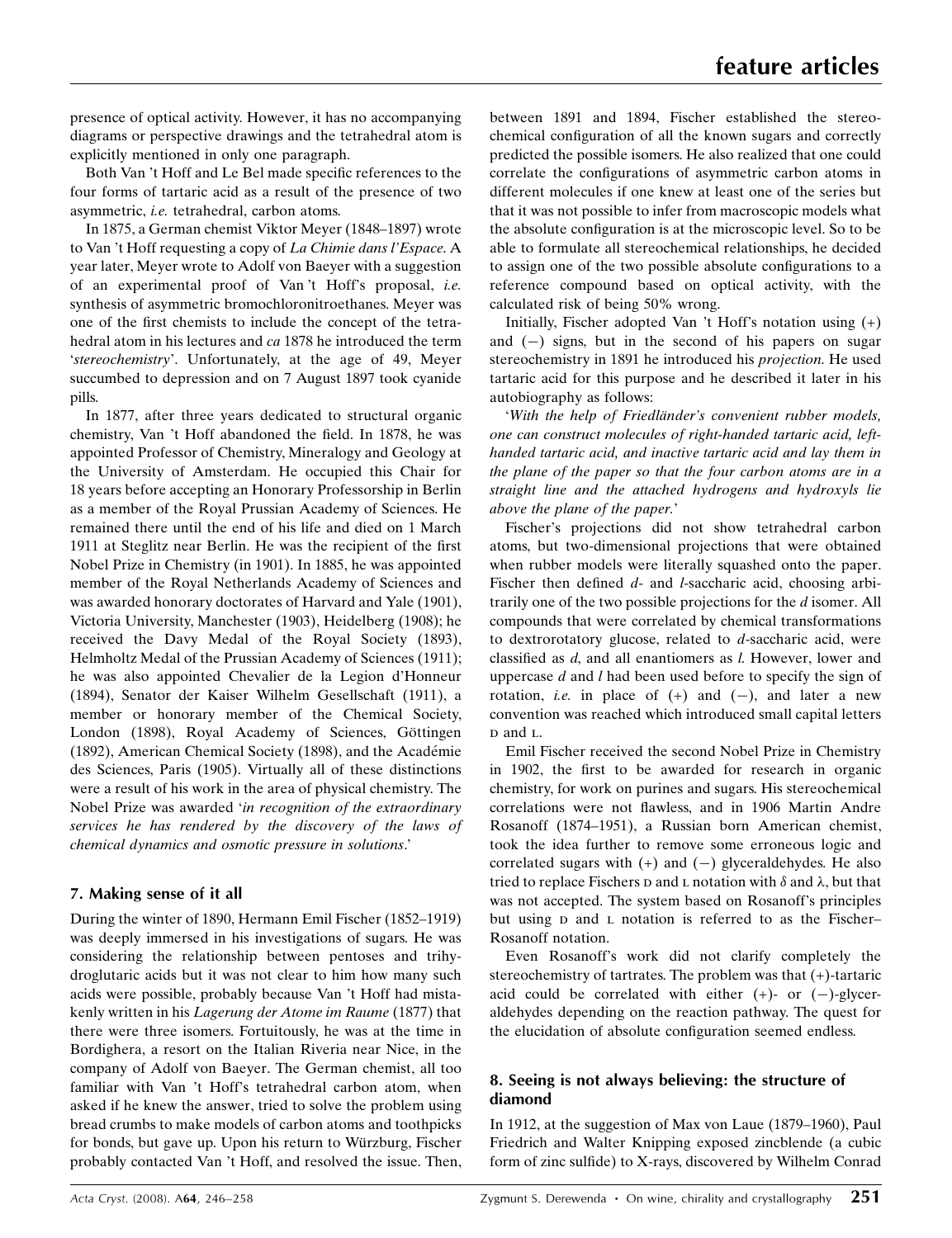presence of optical activity. However, it has no accompanying diagrams or perspective drawings and the tetrahedral atom is explicitly mentioned in only one paragraph.

Both Van 't Hoff and Le Bel made specific references to the four forms of tartaric acid as a result of the presence of two asymmetric, *i.e.* tetrahedral, carbon atoms.

In 1875, a German chemist Viktor Meyer (1848–1897) wrote to Van 't Hoff requesting a copy of *La Chimie dans l'Espace*. A year later, Meyer wrote to Adolf von Baeyer with a suggestion of an experimental proof of Van 't Hoff's proposal, *i.e.* synthesis of asymmetric bromochloronitroethanes. Meyer was one of the first chemists to include the concept of the tetrahedral atom in his lectures and *ca* 1878 he introduced the term '*stereochemistry*'. Unfortunately, at the age of 49, Meyer succumbed to depression and on 7 August 1897 took cyanide pills.

In 1877, after three years dedicated to structural organic chemistry, Van 't Hoff abandoned the field. In 1878, he was appointed Professor of Chemistry, Mineralogy and Geology at the University of Amsterdam. He occupied this Chair for 18 years before accepting an Honorary Professorship in Berlin as a member of the Royal Prussian Academy of Sciences. He remained there until the end of his life and died on 1 March 1911 at Steglitz near Berlin. He was the recipient of the first Nobel Prize in Chemistry (in 1901). In 1885, he was appointed member of the Royal Netherlands Academy of Sciences and was awarded honorary doctorates of Harvard and Yale (1901), Victoria University, Manchester (1903), Heidelberg (1908); he received the Davy Medal of the Royal Society (1893), Helmholtz Medal of the Prussian Academy of Sciences (1911); he was also appointed Chevalier de la Legion d'Honneur (1894), Senator der Kaiser Wilhelm Gesellschaft (1911), a member or honorary member of the Chemical Society, London (1898), Royal Academy of Sciences, Göttingen (1892), American Chemical Society (1898), and the Académie des Sciences, Paris (1905). Virtually all of these distinctions were a result of his work in the area of physical chemistry. The Nobel Prize was awarded '*in recognition of the extraordinary services he has rendered by the discovery of the laws of chemical dynamics and osmotic pressure in solutions*.'

## 7. Making sense of it all

During the winter of 1890, Hermann Emil Fischer (1852–1919) was deeply immersed in his investigations of sugars. He was considering the relationship between pentoses and trihydroglutaric acids but it was not clear to him how many such acids were possible, probably because Van 't Hoff had mistakenly written in his *Lagerung der Atome im Raume* (1877) that there were three isomers. Fortuitously, he was at the time in Bordighera, a resort on the Italian Riveria near Nice, in the company of Adolf von Baeyer. The German chemist, all too familiar with Van 't Hoff's tetrahedral carbon atom, when asked if he knew the answer, tried to solve the problem using bread crumbs to make models of carbon atoms and toothpicks for bonds, but gave up. Upon his return to Würzburg, Fischer probably contacted Van 't Hoff, and resolved the issue. Then, between 1891 and 1894, Fischer established the stereochemical configuration of all the known sugars and correctly predicted the possible isomers. He also realized that one could correlate the configurations of asymmetric carbon atoms in different molecules if one knew at least one of the series but that it was not possible to infer from macroscopic models what the absolute configuration is at the microscopic level. So to be able to formulate all stereochemical relationships, he decided to assign one of the two possible absolute configurations to a reference compound based on optical activity, with the calculated risk of being 50% wrong.

Initially, Fischer adopted Van 't Hoff's notation using (+) and (−) signs, but in the second of his papers on sugar stereochemistry in 1891 he introduced his *projection*. He used tartaric acid for this purpose and he described it later in his autobiography as follows:

'*With the help of Friedländer's convenient rubber models, one can construct molecules of right-handed tartaric acid, left-handed tartaric acid, and inactive tartaric acid and lay them in the plane of the paper so that the four carbon atoms are in a straight line and the attached hydrogens and hydroxyls lie above the plane of the paper.*'

Fischer's projections did not show tetrahedral carbon atoms, but two-dimensional projections that were obtained when rubber models were literally squashed onto the paper. Fischer then defined *d*- and *l*-saccharic acid, choosing arbitrarily one of the two possible projections for the *d* isomer. All compounds that were correlated by chemical transformations to dextrorotatory glucose, related to *d*-saccharic acid, were classified as *d*, and all enantiomers as *l*. However, lower and uppercase *d* and *l* had been used before to specify the sign of rotation, *i.e.* in place of (+) and (−), and later a new convention was reached which introduced small capital letters D and L.

Emil Fischer received the second Nobel Prize in Chemistry in 1902, the first to be awarded for research in organic chemistry, for work on purines and sugars. His stereochemical correlations were not flawless, and in 1906 Martin Andre Rosanoff (1874–1951), a Russian born American chemist, took the idea further to remove some erroneous logic and correlated sugars with (+) and (−) glyceraldehydes. He also tried to replace Fischers D and L notation with $\delta$ and $\lambda$, but that was not accepted. The system based on Rosanoff's principles but using D and L notation is referred to as the Fischer–Rosanoff notation.

Even Rosanoff's work did not clarify completely the stereochemistry of tartrates. The problem was that (+)-tartaric acid could be correlated with either (+)- or (−)-glyceraldehydes depending on the reaction pathway. The quest for the elucidation of absolute configuration seemed endless.

## 8. Seeing is not always believing: the structure of diamond

In 1912, at the suggestion of Max von Laue (1879–1960), Paul Friedrich and Walter Knipping exposed zincblende (a cubic form of zinc sulfide) to X-rays, discovered by Wilhelm Conrad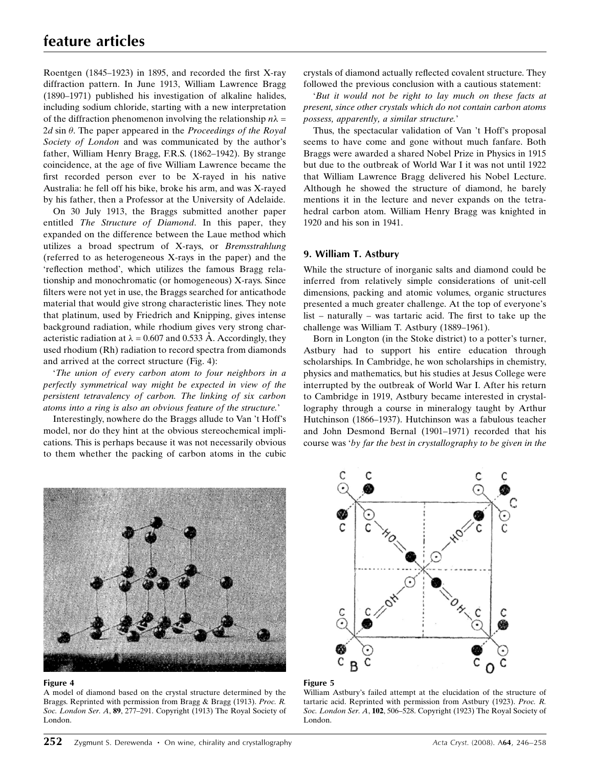Roentgen (1845–1923) in 1895, and recorded the first X-ray diffraction pattern. In June 1913, William Lawrence Bragg (1890–1971) published his investigation of alkaline halides, including sodium chloride, starting with a new interpretation of the diffraction phenomenon involving the relationship $n\lambda = 2d \sin \theta$. The paper appeared in the *Proceedings of the Royal Society of London* and was communicated by the author's father, William Henry Bragg, F.R.S. (1862–1942). By strange coincidence, at the age of five William Lawrence became the first recorded person ever to be X-rayed in his native Australia: he fell off his bike, broke his arm, and was X-rayed by his father, then a Professor at the University of Adelaide.

On 30 July 1913, the Braggs submitted another paper entitled *The Structure of Diamond*. In this paper, they expanded on the difference between the Laue method which utilizes a broad spectrum of X-rays, or *Bremsstrahlung* (referred to as heterogeneous X-rays in the paper) and the 'reflection method', which utilizes the famous Bragg relationship and monochromatic (or homogeneous) X-rays. Since filters were not yet in use, the Braggs searched for anticathode material that would give strong characteristic lines. They note that platinum, used by Friedrich and Knipping, gives intense background radiation, while rhodium gives very strong characteristic radiation at $\lambda = 0.607$ and 0.533 Å. Accordingly, they used rhodium (Rh) radiation to record spectra from diamonds and arrived at the correct structure (Fig. 4):

'*The union of every carbon atom to four neighbors in a perfectly symmetrical way might be expected in view of the persistent tetravalency of carbon. The linking of six carbon atoms into a ring is also an obvious feature of the structure.*'

Interestingly, nowhere do the Braggs allude to Van 't Hoff's model, nor do they hint at the obvious stereochemical implications. This is perhaps because it was not necessarily obvious to them whether the packing of carbon atoms in the cubic crystals of diamond actually reflected covalent structure. They followed the previous conclusion with a cautious statement:

'*But it would not be right to lay much on these facts at present, since other crystals which do not contain carbon atoms possess, apparently, a similar structure.*'

Thus, the spectacular validation of Van 't Hoff's proposal seems to have come and gone without much fanfare. Both Braggs were awarded a shared Nobel Prize in Physics in 1915 but due to the outbreak of World War I it was not until 1922 that William Lawrence Bragg delivered his Nobel Lecture. Although he showed the structure of diamond, he barely mentions it in the lecture and never expands on the tetrahedral carbon atom. William Henry Bragg was knighted in 1920 and his son in 1941.

## 9. William T. Astbury

While the structure of inorganic salts and diamond could be inferred from relatively simple considerations of unit-cell dimensions, packing and atomic volumes, organic structures presented a much greater challenge. At the top of everyone's list – naturally – was tartaric acid. The first to take up the challenge was William T. Astbury (1889–1961).

Born in Longton (in the Stoke district) to a potter's turner, Astbury had to support his entire education through scholarships. In Cambridge, he won scholarships in chemistry, physics and mathematics, but his studies at Jesus College were interrupted by the outbreak of World War I. After his return to Cambridge in 1919, Astbury became interested in crystallography through a course in mineralogy taught by Arthur Hutchinson (1866–1937). Hutchinson was a fabulous teacher and John Desmond Bernal (1901–1971) recorded that his course was '*by far the best in crystallography to be given in the*

**Figure 4**
A model of diamond based on the crystal structure determined by the Braggs. Reprinted with permission from Bragg & Bragg (1913). *Proc. R. Soc. London Ser. A*, **89**, 277–291. Copyright (1913) The Royal Society of London.

**Figure 5**
William Astbury's failed attempt at the elucidation of the structure of tartaric acid. Reprinted with permission from Astbury (1923). *Proc. R. Soc. London Ser. A*, **102**, 506–528. Copyright (1923) The Royal Society of London.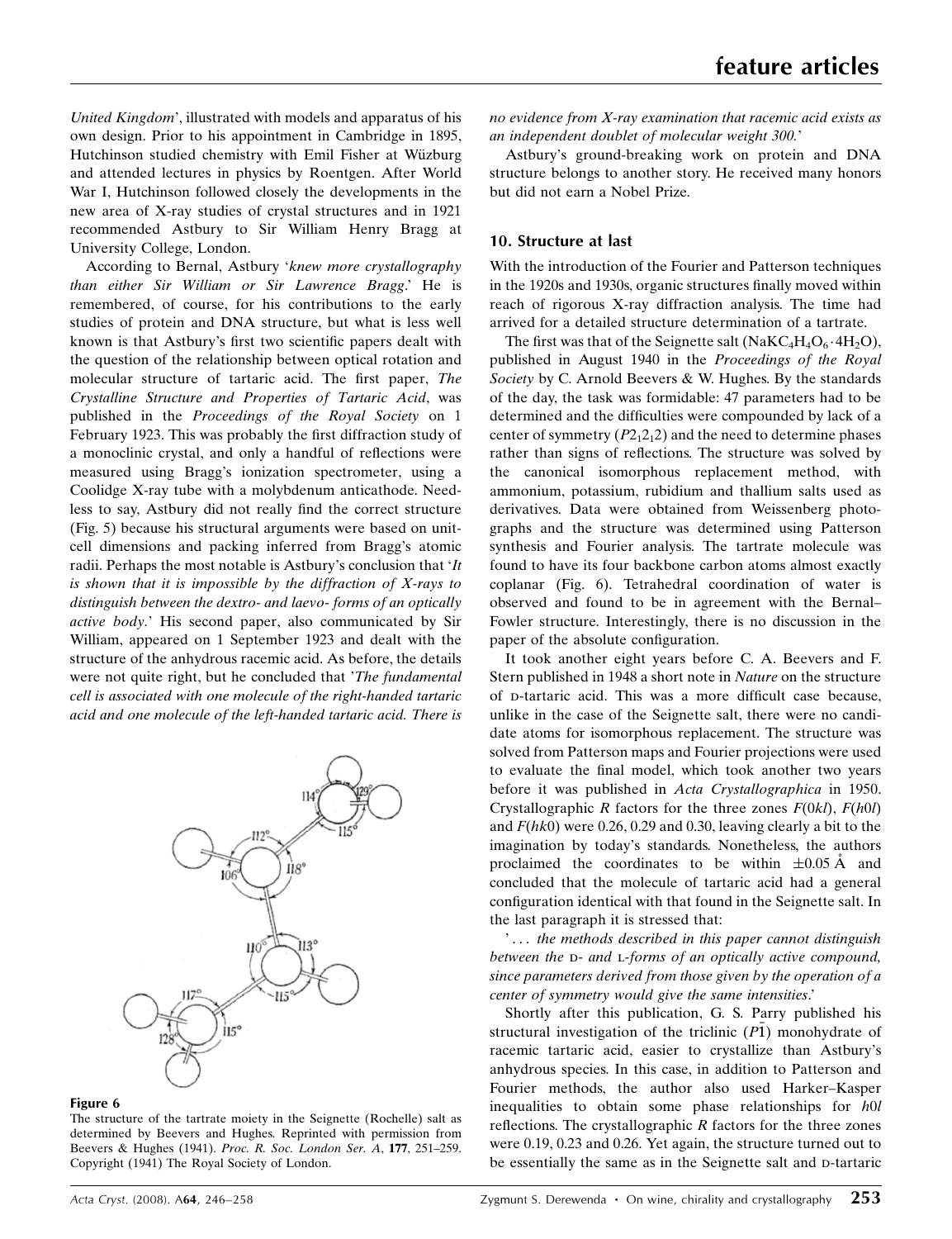United Kingdom', illustrated with models and apparatus of his own design. Prior to his appointment in Cambridge in 1895, Hutchinson studied chemistry with Emil Fisher at Wüzburg and attended lectures in physics by Roentgen. After World War I, Hutchinson followed closely the developments in the new area of X-ray studies of crystal structures and in 1921 recommended Astbury to Sir William Henry Bragg at University College, London.

According to Bernal, Astbury '*knew more crystallography than either Sir William or Sir Lawrence Bragg*.' He is remembered, of course, for his contributions to the early studies of protein and DNA structure, but what is less well known is that Astbury's first two scientific papers dealt with the question of the relationship between optical rotation and molecular structure of tartaric acid. The first paper, *The Crystalline Structure and Properties of Tartaric Acid*, was published in the *Proceedings of the Royal Society* on 1 February 1923. This was probably the first diffraction study of a monoclinic crystal, and only a handful of reflections were measured using Bragg's ionization spectrometer, using a Coolidge X-ray tube with a molybdenum anticathode. Needless to say, Astbury did not really find the correct structure (Fig. 5) because his structural arguments were based on unit-cell dimensions and packing inferred from Bragg's atomic radii. Perhaps the most notable is Astbury's conclusion that '*It is shown that it is impossible by the diffraction of X-rays to distinguish between the dextro- and laevo- forms of an optically active body*.' His second paper, also communicated by Sir William, appeared on 1 September 1923 and dealt with the structure of the anhydrous racemic acid. As before, the details were not quite right, but he concluded that '*The fundamental cell is associated with one molecule of the right-handed tartaric acid and one molecule of the left-handed tartaric acid. There is no evidence from X-ray examination that racemic acid exists as an independent doublet of molecular weight 300.*'

**Figure 6**
The structure of the tartrate moiety in the Seignette (Rochelle) salt as determined by Beevers and Hughes. Reprinted with permission from Beevers & Hughes (1941). *Proc. R. Soc. London Ser. A*, **177**, 251–259. Copyright (1941) The Royal Society of London.

Astbury's ground-breaking work on protein and DNA structure belongs to another story. He received many honors but did not earn a Nobel Prize.

## 10. Structure at last

With the introduction of the Fourier and Patterson techniques in the 1920s and 1930s, organic structures finally moved within reach of rigorous X-ray diffraction analysis. The time had arrived for a detailed structure determination of a tartrate.

The first was that of the Seignette salt ($NaKC_4H_4O_6 \cdot 4H_2O$), published in August 1940 in the *Proceedings of the Royal Society* by C. Arnold Beevers & W. Hughes. By the standards of the day, the task was formidable: 47 parameters had to be determined and the difficulties were compounded by lack of a center of symmetry ($P2_12_12$) and the need to determine phases rather than signs of reflections. The structure was solved by the canonical isomorphous replacement method, with ammonium, potassium, rubidium and thallium salts used as derivatives. Data were obtained from Weissenberg photographs and the structure was determined using Patterson synthesis and Fourier analysis. The tartrate molecule was found to have its four backbone carbon atoms almost exactly coplanar (Fig. 6). Tetrahedral coordination of water is observed and found to be in agreement with the Bernal–Fowler structure. Interestingly, there is no discussion in the paper of the absolute configuration.

It took another eight years before C. A. Beevers and F. Stern published in 1948 a short note in *Nature* on the structure of D-tartaric acid. This was a more difficult case because, unlike in the case of the Seignette salt, there were no candidate atoms for isomorphous replacement. The structure was solved from Patterson maps and Fourier projections were used to evaluate the final model, which took another two years before it was published in *Acta Crystallographica* in 1950. Crystallographic $R$ factors for the three zones $F(0kl)$, $F(h0l)$ and $F(hk0)$ were 0.26, 0.29 and 0.30, leaving clearly a bit to the imagination by today's standards. Nonetheless, the authors proclaimed the coordinates to be within $\pm 0.05$ Å and concluded that the molecule of tartaric acid had a general configuration identical with that found in the Seignette salt. In the last paragraph it is stressed that:

'*... the methods described in this paper cannot distinguish between the D- and L-forms of an optically active compound, since parameters derived from those given by the operation of a center of symmetry would give the same intensities*.'

Shortly after this publication, G. S. Parry published his structural investigation of the triclinic ($P\bar{1}$) monohydrate of racemic tartaric acid, easier to crystallize than Astbury's anhydrous species. In this case, in addition to Patterson and Fourier methods, the author also used Harker–Kasper inequalities to obtain some phase relationships for $h0l$ reflections. The crystallographic $R$ factors for the three zones were 0.19, 0.23 and 0.26. Yet again, the structure turned out to be essentially the same as in the Seignette salt and D-tartaric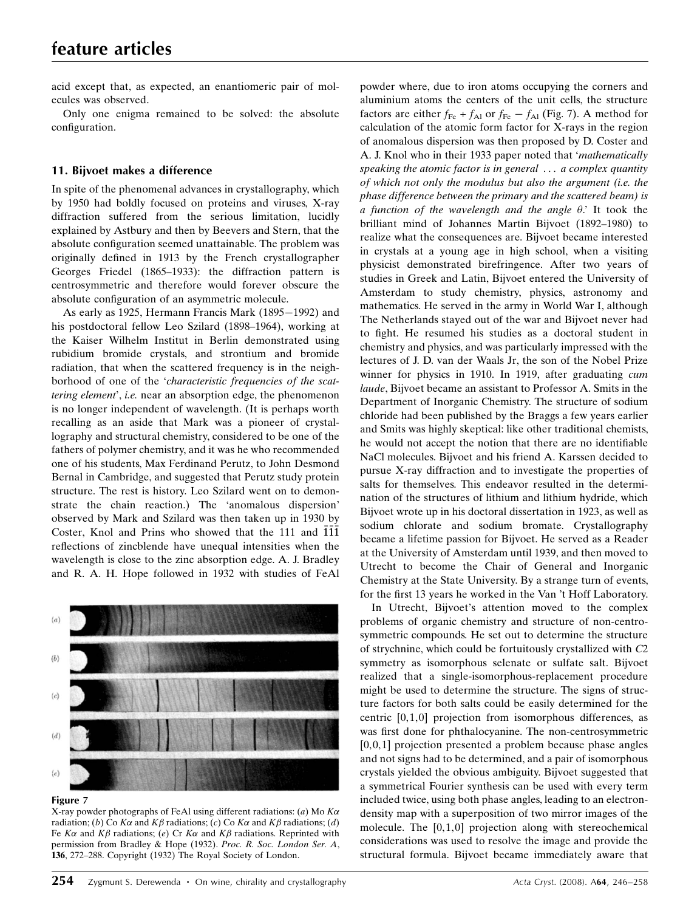acid except that, as expected, an enantiomeric pair of molecules was observed.

Only one enigma remained to be solved: the absolute configuration.

## 11. Bijvoet makes a difference

In spite of the phenomenal advances in crystallography, which by 1950 had boldly focused on proteins and viruses, X-ray diffraction suffered from the serious limitation, lucidly explained by Astbury and then by Beevers and Stern, that the absolute configuration seemed unattainable. The problem was originally defined in 1913 by the French crystallographer Georges Friedel (1865–1933): the diffraction pattern is centrosymmetric and therefore would forever obscure the absolute configuration of an asymmetric molecule.

As early as 1925, Hermann Francis Mark (1895−1992) and his postdoctoral fellow Leo Szilard (1898–1964), working at the Kaiser Wilhelm Institut in Berlin demonstrated using rubidium bromide crystals, and strontium and bromide radiation, that when the scattered frequency is in the neighborhood of one of the '*characteristic frequencies of the scattering element*', *i.e.* near an absorption edge, the phenomenon is no longer independent of wavelength. (It is perhaps worth recalling as an aside that Mark was a pioneer of crystallography and structural chemistry, considered to be one of the fathers of polymer chemistry, and it was he who recommended one of his students, Max Ferdinand Perutz, to John Desmond Bernal in Cambridge, and suggested that Perutz study protein structure. The rest is history. Leo Szilard went on to demonstrate the chain reaction.) The 'anomalous dispersion' observed by Mark and Szilard was then taken up in 1930 by Coster, Knol and Prins who showed that the 111 and $\bar{1}\bar{1}\bar{1}$ reflections of zincblende have unequal intensities when the wavelength is close to the zinc absorption edge. A. J. Bradley and R. A. H. Hope followed in 1932 with studies of FeAl powder where, due to iron atoms occupying the corners and aluminium atoms the centers of the unit cells, the structure factors are either $f_{Fe} + f_{Al}$ or $f_{Fe} - f_{Al}$ (Fig. 7). A method for calculation of the atomic form factor for X-rays in the region of anomalous dispersion was then proposed by D. Coster and A. J. Knol who in their 1933 paper noted that '*mathematically speaking the atomic factor is in general … a complex quantity of which not only the modulus but also the argument (i.e. the phase difference between the primary and the scattered beam) is a function of the wavelength and the angle θ*.' It took the brilliant mind of Johannes Martin Bijvoet (1892–1980) to realize what the consequences are. Bijvoet became interested in crystals at a young age in high school, when a visiting physicist demonstrated birefringence. After two years of studies in Greek and Latin, Bijvoet entered the University of Amsterdam to study chemistry, physics, astronomy and mathematics. He served in the army in World War I, although The Netherlands stayed out of the war and Bijvoet never had to fight. He resumed his studies as a doctoral student in chemistry and physics, and was particularly impressed with the lectures of J. D. van der Waals Jr, the son of the Nobel Prize winner for physics in 1910. In 1919, after graduating *cum laude*, Bijvoet became an assistant to Professor A. Smits in the Department of Inorganic Chemistry. The structure of sodium chloride had been published by the Braggs a few years earlier and Smits was highly skeptical: like other traditional chemists, he would not accept the notion that there are no identifiable NaCl molecules. Bijvoet and his friend A. Karssen decided to pursue X-ray diffraction and to investigate the properties of salts for themselves. This endeavor resulted in the determination of the structures of lithium and lithium hydride, which Bijvoet wrote up in his doctoral dissertation in 1923, as well as sodium chlorate and sodium bromate. Crystallography became a lifetime passion for Bijvoet. He served as a Reader at the University of Amsterdam until 1939, and then moved to Utrecht to become the Chair of General and Inorganic Chemistry at the State University. By a strange turn of events, for the first 13 years he worked in the Van 't Hoff Laboratory.

**Figure 7**
X-ray powder photographs of FeAl using different radiations: (*a*) Mo $K\alpha$ radiation; (*b*) Co $K\alpha$ and $K\beta$ radiations; (*c*) Co $K\alpha$ and $K\beta$ radiations; (*d*) Fe $K\alpha$ and $K\beta$ radiations; (*e*) Cr $K\alpha$ and $K\beta$ radiations. Reprinted with permission from Bradley & Hope (1932). *Proc. R. Soc. London Ser. A*, **136**, 272–288. Copyright (1932) The Royal Society of London.

In Utrecht, Bijvoet's attention moved to the complex problems of organic chemistry and structure of non-centrosymmetric compounds. He set out to determine the structure of strychnine, which could be fortuitously crystallized with *C*2 symmetry as isomorphous selenate or sulfate salt. Bijvoet realized that a single-isomorphous-replacement procedure might be used to determine the structure. The signs of structure factors for both salts could be easily determined for the centric [0,1,0] projection from isomorphous differences, as was first done for phthalocyanine. The non-centrosymmetric [0,0,1] projection presented a problem because phase angles and not signs had to be determined, and a pair of isomorphous crystals yielded the obvious ambiguity. Bijvoet suggested that a symmetrical Fourier synthesis can be used with every term included twice, using both phase angles, leading to an electron-density map with a superposition of two mirror images of the molecule. The [0,1,0] projection along with stereochemical considerations was used to resolve the image and provide the structural formula. Bijvoet became immediately aware that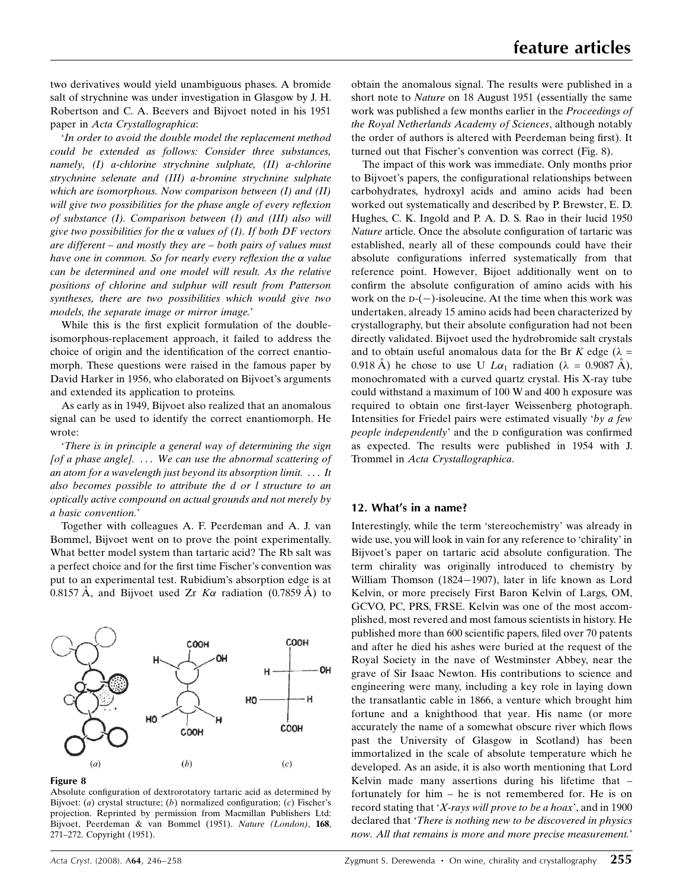two derivatives would yield unambiguous phases. A bromide salt of strychnine was under investigation in Glasgow by J. H. Robertson and C. A. Beevers and Bijvoet noted in his 1951 paper in *Acta Crystallographica*:

'*In order to avoid the double model the replacement method could be extended as follows: Consider three substances, namely, (I) a-chlorine strychnine sulphate, (II) a-chlorine strychnine selenate and (III) a-bromine strychnine sulphate which are isomorphous. Now comparison between (I) and (II) will give two possibilities for the phase angle of every reflexion of substance (I). Comparison between (I) and (III) also will give two possibilities for the $\alpha$ values of (I). If both DF vectors are different – and mostly they are – both pairs of values must have one in common. So for nearly every reflexion the $\alpha$ value can be determined and one model will result. As the relative positions of chlorine and sulphur will result from Patterson syntheses, there are two possibilities which would give two models, the separate image or mirror image.*'

While this is the first explicit formulation of the double-isomorphous-replacement approach, it failed to address the choice of origin and the identification of the correct enantiomorph. These questions were raised in the famous paper by David Harker in 1956, who elaborated on Bijvoet's arguments and extended its application to proteins.

As early as in 1949, Bijvoet also realized that an anomalous signal can be used to identify the correct enantiomorph. He wrote:

'*There is in principle a general way of determining the sign [of a phase angle]. ... We can use the abnormal scattering of an atom for a wavelength just beyond its absorption limit. ... It also becomes possible to attribute the d or l structure to an optically active compound on actual grounds and not merely by a basic convention.*'

Together with colleagues A. F. Peerdeman and A. J. van Bommel, Bijvoet went on to prove the point experimentally. What better model system than tartaric acid? The Rb salt was a perfect choice and for the first time Fischer's convention was put to an experimental test. Rubidium's absorption edge is at 0.8157 Å, and Bijvoet used Zr $K\alpha$ radiation (0.7859 Å) to obtain the anomalous signal. The results were published in a short note to *Nature* on 18 August 1951 (essentially the same work was published a few months earlier in the *Proceedings of the Royal Netherlands Academy of Sciences*, although notably the order of authors is altered with Peerdeman being first). It turned out that Fischer's convention was correct (Fig. 8).

Figure 8
Absolute configuration of dextrorotatory tartaric acid as determined by Bijvoet: (*a*) crystal structure; (*b*) normalized configuration; (*c*) Fischer's projection. Reprinted by permission from Macmillan Publishers Ltd: Bijvoet, Peerdeman & van Bommel (1951). *Nature (London)*, **168**, 271–272. Copyright (1951).

The impact of this work was immediate. Only months prior to Bijvoet's papers, the configurational relationships between carbohydrates, hydroxyl acids and amino acids had been worked out systematically and described by P. Brewster, E. D. Hughes, C. K. Ingold and P. A. D. S. Rao in their lucid 1950 *Nature* article. Once the absolute configuration of tartaric was established, nearly all of these compounds could have their absolute configurations inferred systematically from that reference point. However, Bijoet additionally went on to confirm the absolute configuration of amino acids with his work on the D-(−)-isoleucine. At the time when this work was undertaken, already 15 amino acids had been characterized by crystallography, but their absolute configuration had not been directly validated. Bijvoet used the hydrobromide salt crystals and to obtain useful anomalous data for the Br $K$ edge ($\lambda$ = 0.918 Å) he chose to use U $L\alpha_1$ radiation ($\lambda$ = 0.9087 Å), monochromated with a curved quartz crystal. His X-ray tube could withstand a maximum of 100 W and 400 h exposure was required to obtain one first-layer Weissenberg photograph. Intensities for Friedel pairs were estimated visually '*by a few people independently*' and the D configuration was confirmed as expected. The results were published in 1954 with J. Trommel in *Acta Crystallographica*.

## 12. What's in a name?

Interestingly, while the term 'stereochemistry' was already in wide use, you will look in vain for any reference to 'chirality' in Bijvoet's paper on tartaric acid absolute configuration. The term chirality was originally introduced to chemistry by William Thomson (1824−1907), later in life known as Lord Kelvin, or more precisely First Baron Kelvin of Largs, OM, GCVO, PC, PRS, FRSE. Kelvin was one of the most accomplished, most revered and most famous scientists in history. He published more than 600 scientific papers, filed over 70 patents and after he died his ashes were buried at the request of the Royal Society in the nave of Westminster Abbey, near the grave of Sir Isaac Newton. His contributions to science and engineering were many, including a key role in laying down the transatlantic cable in 1866, a venture which brought him fortune and a knighthood that year. His name (or more accurately the name of a somewhat obscure river which flows past the University of Glasgow in Scotland) has been immortalized in the scale of absolute temperature which he developed. As an aside, it is also worth mentioning that Lord Kelvin made many assertions during his lifetime that – fortunately for him – he is not remembered for. He is on record stating that '*X-rays will prove to be a hoax*', and in 1900 declared that '*There is nothing new to be discovered in physics now. All that remains is more and more precise measurement.*'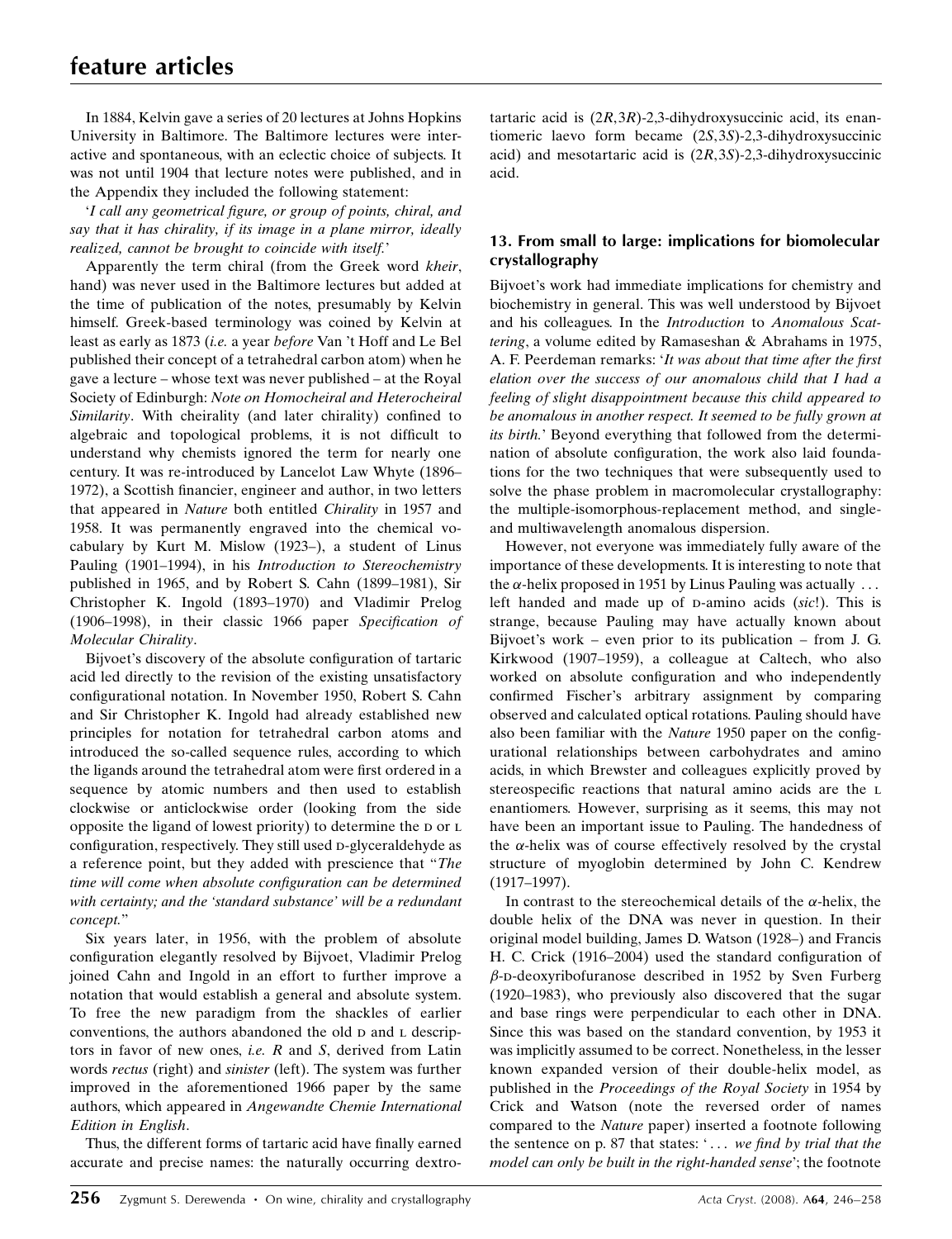In 1884, Kelvin gave a series of 20 lectures at Johns Hopkins University in Baltimore. The Baltimore lectures were interactive and spontaneous, with an eclectic choice of subjects. It was not until 1904 that lecture notes were published, and in the Appendix they included the following statement:

'*I call any geometrical figure, or group of points, chiral, and say that it has chirality, if its image in a plane mirror, ideally realized, cannot be brought to coincide with itself.*'

Apparently the term chiral (from the Greek word *kheir*, hand) was never used in the Baltimore lectures but added at the time of publication of the notes, presumably by Kelvin himself. Greek-based terminology was coined by Kelvin at least as early as 1873 (*i.e.* a year *before* Van 't Hoff and Le Bel published their concept of a tetrahedral carbon atom) when he gave a lecture – whose text was never published – at the Royal Society of Edinburgh: *Note on Homocheiral and Heterocheiral Similarity*. With cheirality (and later chirality) confined to algebraic and topological problems, it is not difficult to understand why chemists ignored the term for nearly one century. It was re-introduced by Lancelot Law Whyte (1896–1972), a Scottish financier, engineer and author, in two letters that appeared in *Nature* both entitled *Chirality* in 1957 and 1958. It was permanently engraved into the chemical vocabulary by Kurt M. Mislow (1923–), a student of Linus Pauling (1901–1994), in his *Introduction to Stereochemistry* published in 1965, and by Robert S. Cahn (1899–1981), Sir Christopher K. Ingold (1893–1970) and Vladimir Prelog (1906–1998), in their classic 1966 paper *Specification of Molecular Chirality*.

Bijvoet's discovery of the absolute configuration of tartaric acid led directly to the revision of the existing unsatisfactory configurational notation. In November 1950, Robert S. Cahn and Sir Christopher K. Ingold had already established new principles for notation for tetrahedral carbon atoms and introduced the so-called sequence rules, according to which the ligands around the tetrahedral atom were first ordered in a sequence by atomic numbers and then used to establish clockwise or anticlockwise order (looking from the side opposite the ligand of lowest priority) to determine the D or L configuration, respectively. They still used D-glyceraldehyde as a reference point, but they added with prescience that "*The time will come when absolute configuration can be determined with certainty; and the 'standard substance' will be a redundant concept.*"

Six years later, in 1956, with the problem of absolute configuration elegantly resolved by Bijvoet, Vladimir Prelog joined Cahn and Ingold in an effort to further improve a notation that would establish a general and absolute system. To free the new paradigm from the shackles of earlier conventions, the authors abandoned the old D and L descriptors in favor of new ones, *i.e.* *R* and *S*, derived from Latin words *rectus* (right) and *sinister* (left). The system was further improved in the aforementioned 1966 paper by the same authors, which appeared in *Angewandte Chemie International Edition in English*.

Thus, the different forms of tartaric acid have finally earned accurate and precise names: the naturally occurring dextrotartaric acid is (2*R*,3*R*)-2,3-dihydroxysuccinic acid, its enantiomeric laevo form became (2*S*,3*S*)-2,3-dihydroxysuccinic acid) and mesotartaric acid is (2*R*,3*S*)-2,3-dihydroxysuccinic acid.

## 13. From small to large: implications for biomolecular crystallography

Bijvoet's work had immediate implications for chemistry and biochemistry in general. This was well understood by Bijvoet and his colleagues. In the *Introduction* to *Anomalous Scattering*, a volume edited by Ramaseshan & Abrahams in 1975, A. F. Peerdeman remarks: '*It was about that time after the first elation over the success of our anomalous child that I had a feeling of slight disappointment because this child appeared to be anomalous in another respect. It seemed to be fully grown at its birth.*' Beyond everything that followed from the determination of absolute configuration, the work also laid foundations for the two techniques that were subsequently used to solve the phase problem in macromolecular crystallography: the multiple-isomorphous-replacement method, and single- and multiwavelength anomalous dispersion.

However, not everyone was immediately fully aware of the importance of these developments. It is interesting to note that the $\alpha$-helix proposed in 1951 by Linus Pauling was actually ... left handed and made up of D-amino acids (*sic*!). This is strange, because Pauling may have actually known about Bijvoet's work – even prior to its publication – from J. G. Kirkwood (1907–1959), a colleague at Caltech, who also worked on absolute configuration and who independently confirmed Fischer's arbitrary assignment by comparing observed and calculated optical rotations. Pauling should have also been familiar with the *Nature* 1950 paper on the configurational relationships between carbohydrates and amino acids, in which Brewster and colleagues explicitly proved by stereospecific reactions that natural amino acids are the L enantiomers. However, surprising as it seems, this may not have been an important issue to Pauling. The handedness of the $\alpha$-helix was of course effectively resolved by the crystal structure of myoglobin determined by John C. Kendrew (1917–1997).

In contrast to the stereochemical details of the $\alpha$-helix, the double helix of the DNA was never in question. In their original model building, James D. Watson (1928–) and Francis H. C. Crick (1916–2004) used the standard configuration of $\beta$-D-deoxyribofuranose described in 1952 by Sven Furberg (1920–1983), who previously also discovered that the sugar and base rings were perpendicular to each other in DNA. Since this was based on the standard convention, by 1953 it was implicitly assumed to be correct. Nonetheless, in the lesser known expanded version of their double-helix model, as published in the *Proceedings of the Royal Society* in 1954 by Crick and Watson (note the reversed order of names compared to the *Nature* paper) inserted a footnote following the sentence on p. 87 that states: '... *we find by trial that the model can only be built in the right-handed sense*'; the footnote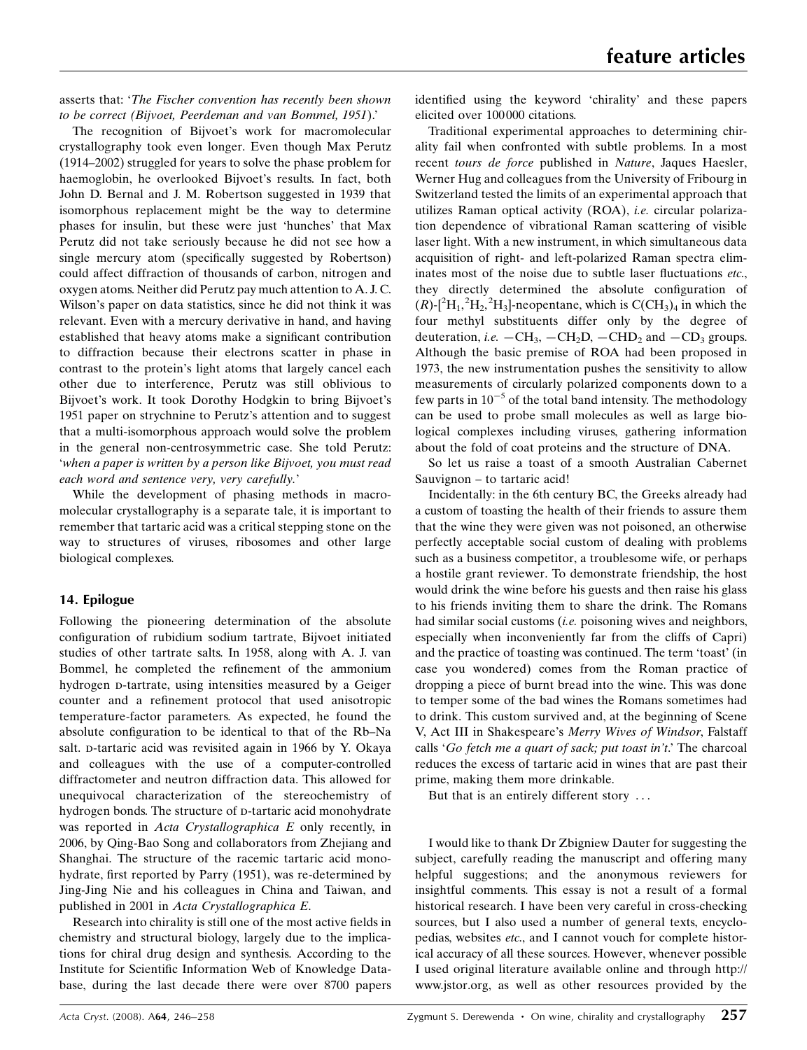asserts that: '*The Fischer convention has recently been shown to be correct (Bijvoet, Peerdeman and van Bommel, 1951).*'

The recognition of Bijvoet's work for macromolecular crystallography took even longer. Even though Max Perutz (1914–2002) struggled for years to solve the phase problem for haemoglobin, he overlooked Bijvoet's results. In fact, both John D. Bernal and J. M. Robertson suggested in 1939 that isomorphous replacement might be the way to determine phases for insulin, but these were just 'hunches' that Max Perutz did not take seriously because he did not see how a single mercury atom (specifically suggested by Robertson) could affect diffraction of thousands of carbon, nitrogen and oxygen atoms. Neither did Perutz pay much attention to A. J. C. Wilson's paper on data statistics, since he did not think it was relevant. Even with a mercury derivative in hand, and having established that heavy atoms make a significant contribution to diffraction because their electrons scatter in phase in contrast to the protein's light atoms that largely cancel each other due to interference, Perutz was still oblivious to Bijvoet's work. It took Dorothy Hodgkin to bring Bijvoet's 1951 paper on strychnine to Perutz's attention and to suggest that a multi-isomorphous approach would solve the problem in the general non-centrosymmetric case. She told Perutz: '*when a paper is written by a person like Bijvoet, you must read each word and sentence very, very carefully.*'

While the development of phasing methods in macromolecular crystallography is a separate tale, it is important to remember that tartaric acid was a critical stepping stone on the way to structures of viruses, ribosomes and other large biological complexes.

## 14. Epilogue

Following the pioneering determination of the absolute configuration of rubidium sodium tartrate, Bijvoet initiated studies of other tartrate salts. In 1958, along with A. J. van Bommel, he completed the refinement of the ammonium hydrogen D-tartrate, using intensities measured by a Geiger counter and a refinement protocol that used anisotropic temperature-factor parameters. As expected, he found the absolute configuration to be identical to that of the Rb–Na salt. D-tartaric acid was revisited again in 1966 by Y. Okaya and colleagues with the use of a computer-controlled diffractometer and neutron diffraction data. This allowed for unequivocal characterization of the stereochemistry of hydrogen bonds. The structure of D-tartaric acid monohydrate was reported in *Acta Crystallographica E* only recently, in 2006, by Qing-Bao Song and collaborators from Zhejiang and Shanghai. The structure of the racemic tartaric acid monohydrate, first reported by Parry (1951), was re-determined by Jing-Jing Nie and his colleagues in China and Taiwan, and published in 2001 in *Acta Crystallographica E*.

Research into chirality is still one of the most active fields in chemistry and structural biology, largely due to the implications for chiral drug design and synthesis. According to the Institute for Scientific Information Web of Knowledge Database, during the last decade there were over 8700 papers identified using the keyword 'chirality' and these papers elicited over 100000 citations.

Traditional experimental approaches to determining chirality fail when confronted with subtle problems. In a most recent *tours de force* published in *Nature*, Jaques Haesler, Werner Hug and colleagues from the University of Fribourg in Switzerland tested the limits of an experimental approach that utilizes Raman optical activity (ROA), *i.e.* circular polarization dependence of vibrational Raman scattering of visible laser light. With a new instrument, in which simultaneous data acquisition of right- and left-polarized Raman spectra eliminates most of the noise due to subtle laser fluctuations *etc.*, they directly determined the absolute configuration of $(R)$-$[^2H_1,^2H_2,^2H_3]$-neopentane, which is $C(CH_3)_4$ in which the four methyl substituents differ only by the degree of deuteration, *i.e.* $-CH_3$, $-CH_2D$, $-CHD_2$ and $-CD_3$ groups. Although the basic premise of ROA had been proposed in 1973, the new instrumentation pushes the sensitivity to allow measurements of circularly polarized components down to a few parts in $10^{-5}$ of the total band intensity. The methodology can be used to probe small molecules as well as large biological complexes including viruses, gathering information about the fold of coat proteins and the structure of DNA.

So let us raise a toast of a smooth Australian Cabernet Sauvignon – to tartaric acid!

Incidentally: in the 6th century BC, the Greeks already had a custom of toasting the health of their friends to assure them that the wine they were given was not poisoned, an otherwise perfectly acceptable social custom of dealing with problems such as a business competitor, a troublesome wife, or perhaps a hostile grant reviewer. To demonstrate friendship, the host would drink the wine before his guests and then raise his glass to his friends inviting them to share the drink. The Romans had similar social customs (*i.e.* poisoning wives and neighbors, especially when inconveniently far from the cliffs of Capri) and the practice of toasting was continued. The term 'toast' (in case you wondered) comes from the Roman practice of dropping a piece of burnt bread into the wine. This was done to temper some of the bad wines the Romans sometimes had to drink. This custom survived and, at the beginning of Scene V, Act III in Shakespeare's *Merry Wives of Windsor*, Falstaff calls '*Go fetch me a quart of sack; put toast in't.*' The charcoal reduces the excess of tartaric acid in wines that are past their prime, making them more drinkable.

But that is an entirely different story …

I would like to thank Dr Zbigniew Dauter for suggesting the subject, carefully reading the manuscript and offering many helpful suggestions; and the anonymous reviewers for insightful comments. This essay is not a result of a formal historical research. I have been very careful in cross-checking sources, but I also used a number of general texts, encyclopedias, websites *etc.*, and I cannot vouch for complete historical accuracy of all these sources. However, whenever possible I used original literature available online and through http://www.jstor.org, as well as other resources provided by the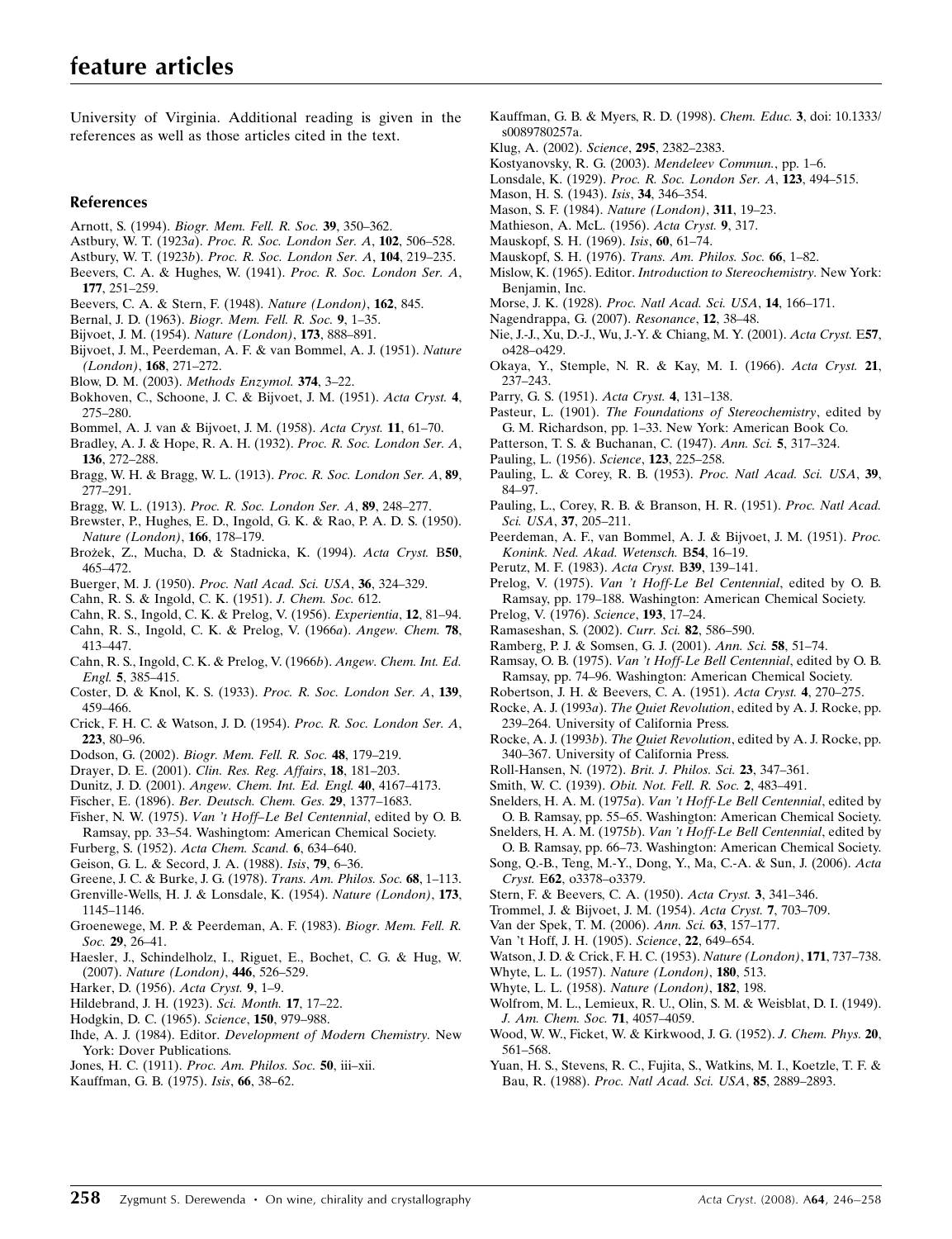University of Virginia. Additional reading is given in the references as well as those articles cited in the text.

## References

Arnott, S. (1994). *Biogr. Mem. Fell. R. Soc.* **39**, 350–362.
Astbury, W. T. (1923*a*). *Proc. R. Soc. London Ser. A*, **102**, 506–528.
Astbury, W. T. (1923*b*). *Proc. R. Soc. London Ser. A*, **104**, 219–235.
Beevers, C. A. & Hughes, W. (1941). *Proc. R. Soc. London Ser. A*, **177**, 251–259.
Beevers, C. A. & Stern, F. (1948). *Nature (London)*, **162**, 845.
Bernal, J. D. (1963). *Biogr. Mem. Fell. R. Soc.* **9**, 1–35.
Bijvoet, J. M. (1954). *Nature (London)*, **173**, 888–891.
Bijvoet, J. M., Peerdeman, A. F. & van Bommel, A. J. (1951). *Nature (London)*, **168**, 271–272.
Blow, D. M. (2003). *Methods Enzymol.* **374**, 3–22.
Bokhoven, C., Schoone, J. C. & Bijvoet, J. M. (1951). *Acta Cryst.* **4**, 275–280.
Bommel, A. J. van & Bijvoet, J. M. (1958). *Acta Cryst.* **11**, 61–70.
Bradley, A. J. & Hope, R. A. H. (1932). *Proc. R. Soc. London Ser. A*, **136**, 272–288.
Bragg, W. H. & Bragg, W. L. (1913). *Proc. R. Soc. London Ser. A*, **89**, 277–291.
Bragg, W. L. (1913). *Proc. R. Soc. London Ser. A*, **89**, 248–277.
Brewster, P., Hughes, E. D., Ingold, G. K. & Rao, P. A. D. S. (1950). *Nature (London)*, **166**, 178–179.
Brożek, Z., Mucha, D. & Stadnicka, K. (1994). *Acta Cryst.* B**50**, 465–472.
Buerger, M. J. (1950). *Proc. Natl Acad. Sci. USA*, **36**, 324–329.
Cahn, R. S. & Ingold, C. K. (1951). *J. Chem. Soc.* 612.
Cahn, R. S., Ingold, C. K. & Prelog, V. (1956). *Experientia*, **12**, 81–94.
Cahn, R. S., Ingold, C. K. & Prelog, V. (1966*a*). *Angew. Chem.* **78**, 413–447.
Cahn, R. S., Ingold, C. K. & Prelog, V. (1966*b*). *Angew. Chem. Int. Ed. Engl.* **5**, 385–415.
Coster, D. & Knol, K. S. (1933). *Proc. R. Soc. London Ser. A*, **139**, 459–466.
Crick, F. H. C. & Watson, J. D. (1954). *Proc. R. Soc. London Ser. A*, **223**, 80–96.
Dodson, G. (2002). *Biogr. Mem. Fell. R. Soc.* **48**, 179–219.
Drayer, D. E. (2001). *Clin. Res. Reg. Affairs*, **18**, 181–203.
Dunitz, J. D. (2001). *Angew. Chem. Int. Ed. Engl.* **40**, 4167–4173.
Fischer, E. (1896). *Ber. Deutsch. Chem. Ges.* **29**, 1377–1683.
Fisher, N. W. (1975). *Van 't Hoff–Le Bel Centennial*, edited by O. B. Ramsay, pp. 33–54. Washingtom: American Chemical Society.
Furberg, S. (1952). *Acta Chem. Scand.* **6**, 634–640.
Geison, G. L. & Secord, J. A. (1988). *Isis*, **79**, 6–36.
Greene, J. C. & Burke, J. G. (1978). *Trans. Am. Philos. Soc.* **68**, 1–113.
Grenville-Wells, H. J. & Lonsdale, K. (1954). *Nature (London)*, **173**, 1145–1146.
Groenewege, M. P. & Peerdeman, A. F. (1983). *Biogr. Mem. Fell. R. Soc.* **29**, 26–41.
Haesler, J., Schindelholz, I., Riguet, E., Bochet, C. G. & Hug, W. (2007). *Nature (London)*, **446**, 526–529.
Harker, D. (1956). *Acta Cryst.* **9**, 1–9.
Hildebrand, J. H. (1923). *Sci. Month.* **17**, 17–22.
Hodgkin, D. C. (1965). *Science*, **150**, 979–988.
Ihde, A. J. (1984). Editor. *Development of Modern Chemistry*. New York: Dover Publications.
Jones, H. C. (1911). *Proc. Am. Philos. Soc.* **50**, iii–xii.
Kauffman, G. B. (1975). *Isis*, **66**, 38–62.
Kauffman, G. B. & Myers, R. D. (1998). *Chem. Educ.* **3**, doi: 10.1333/s0089780257a.
Klug, A. (2002). *Science*, **295**, 2382–2383.
Kostyanovsky, R. G. (2003). *Mendeleev Commun.*, pp. 1–6.
Lonsdale, K. (1929). *Proc. R. Soc. London Ser. A*, **123**, 494–515.
Mason, H. S. (1943). *Isis*, **34**, 346–354.
Mason, S. F. (1984). *Nature (London)*, **311**, 19–23.
Mathieson, A. McL. (1956). *Acta Cryst.* **9**, 317.
Mauskopf, S. H. (1969). *Isis*, **60**, 61–74.
Mauskopf, S. H. (1976). *Trans. Am. Philos. Soc.* **66**, 1–82.
Mislow, K. (1965). Editor. *Introduction to Stereochemistry*. New York: Benjamin, Inc.
Morse, J. K. (1928). *Proc. Natl Acad. Sci. USA*, **14**, 166–171.
Nagendrappa, G. (2007). *Resonance*, **12**, 38–48.
Nie, J.-J., Xu, D.-J., Wu, J.-Y. & Chiang, M. Y. (2001). *Acta Cryst.* E**57**, o428–o429.
Okaya, Y., Stemple, N. R. & Kay, M. I. (1966). *Acta Cryst.* **21**, 237–243.
Parry, G. S. (1951). *Acta Cryst.* **4**, 131–138.
Pasteur, L. (1901). *The Foundations of Stereochemistry*, edited by G. M. Richardson, pp. 1–33. New York: American Book Co.
Patterson, T. S. & Buchanan, C. (1947). *Ann. Sci.* **5**, 317–324.
Pauling, L. (1956). *Science*, **123**, 225–258.
Pauling, L. & Corey, R. B. (1953). *Proc. Natl Acad. Sci. USA*, **39**, 84–97.
Pauling, L., Corey, R. B. & Branson, H. R. (1951). *Proc. Natl Acad. Sci. USA*, **37**, 205–211.
Peerdeman, A. F., van Bommel, A. J. & Bijvoet, J. M. (1951). *Proc. Konink. Ned. Akad. Wetensch.* B**54**, 16–19.
Perutz, M. F. (1983). *Acta Cryst.* B**39**, 139–141.
Prelog, V. (1975). *Van 't Hoff-Le Bel Centennial*, edited by O. B. Ramsay, pp. 179–188. Washington: American Chemical Society.
Prelog, V. (1976). *Science*, **193**, 17–24.
Ramaseshan, S. (2002). *Curr. Sci.* **82**, 586–590.
Ramberg, P. J. & Somsen, G. J. (2001). *Ann. Sci.* **58**, 51–74.
Ramsay, O. B. (1975). *Van 't Hoff-Le Bell Centennial*, edited by O. B. Ramsay, pp. 74–96. Washington: American Chemical Society.
Robertson, J. H. & Beevers, C. A. (1951). *Acta Cryst.* **4**, 270–275.
Rocke, A. J. (1993*a*). *The Quiet Revolution*, edited by A. J. Rocke, pp. 239–264. University of California Press.
Rocke, A. J. (1993*b*). *The Quiet Revolution*, edited by A. J. Rocke, pp. 340–367. University of California Press.
Roll-Hansen, N. (1972). *Brit. J. Philos. Sci.* **23**, 347–361.
Smith, W. C. (1939). *Obit. Not. Fell. R. Soc.* **2**, 483–491.
Snelders, H. A. M. (1975*a*). *Van 't Hoff-Le Bell Centennial*, edited by O. B. Ramsay, pp. 55–65. Washington: American Chemical Society.
Snelders, H. A. M. (1975*b*). *Van 't Hoff-Le Bell Centennial*, edited by O. B. Ramsay, pp. 66–73. Washington: American Chemical Society.
Song, Q.-B., Teng, M.-Y., Dong, Y., Ma, C.-A. & Sun, J. (2006). *Acta Cryst.* E**62**, o3378–o3379.
Stern, F. & Beevers, C. A. (1950). *Acta Cryst.* **3**, 341–346.
Trommel, J. & Bijvoet, J. M. (1954). *Acta Cryst.* **7**, 703–709.
Van der Spek, T. M. (2006). *Ann. Sci.* **63**, 157–177.
Van 't Hoff, J. H. (1905). *Science*, **22**, 649–654.
Watson, J. D. & Crick, F. H. C. (1953). *Nature (London)*, **171**, 737–738.
Whyte, L. L. (1957). *Nature (London)*, **180**, 513.
Whyte, L. L. (1958). *Nature (London)*, **182**, 198.
Wolfrom, M. L., Lemieux, R. U., Olin, S. M. & Weisblat, D. I. (1949). *J. Am. Chem. Soc.* **71**, 4057–4059.
Wood, W. W., Ficket, W. & Kirkwood, J. G. (1952). *J. Chem. Phys.* **20**, 561–568.
Yuan, H. S., Stevens, R. C., Fujita, S., Watkins, M. I., Koetzle, T. F. & Bau, R. (1988). *Proc. Natl Acad. Sci. USA*, **85**, 2889–2893.